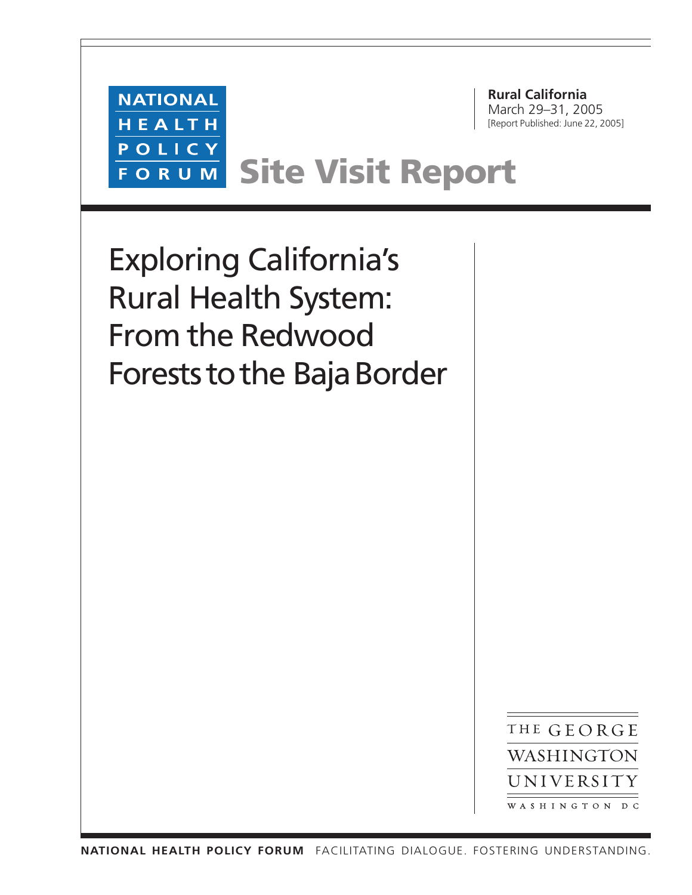NATIONAL HEALTH POLICY FORUM

**Rural California**
March 29–31, 2005
[Report Published: June 22, 2005]

# Site Visit Report

# Exploring California's Rural Health System: From the Redwood Forests to the Baja Border

THE GEORGE WASHINGTON UNIVERSITY
WASHINGTON DC

**NATIONAL HEALTH POLICY FORUM** FACILITATING DIALOGUE. FOSTERING UNDERSTANDING.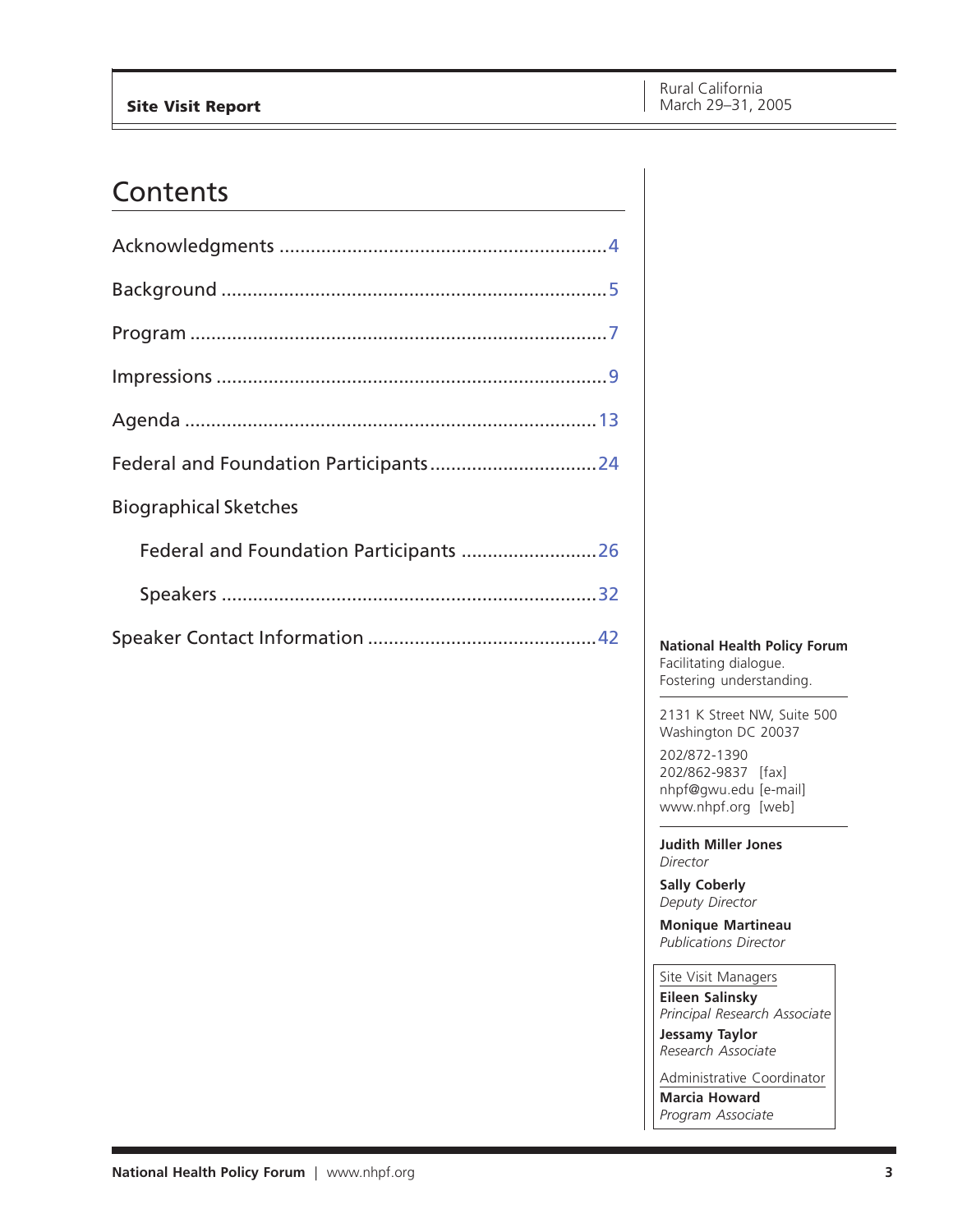# Contents

Acknowledgments .............................................................. 4

Background ....................................................................... 5

Program ............................................................................ 7

Impressions ....................................................................... 9

Agenda ............................................................................ 13

Federal and Foundation Participants ................................ 24

Biographical Sketches

- Federal and Foundation Participants .......................... 26
- Speakers ....................................................................... 32

Speaker Contact Information ............................................ 42

**National Health Policy Forum**
Facilitating dialogue.
Fostering understanding.

2131 K Street NW, Suite 500
Washington DC 20037

202/872-1390
202/862-9837 [fax]
nhpf@gwu.edu [e-mail]
www.nhpf.org [web]

**Judith Miller Jones**
*Director*

**Sally Coberly**
*Deputy Director*

**Monique Martineau**
*Publications Director*

Site Visit Managers

**Eileen Salinsky**
*Principal Research Associate*

**Jessamy Taylor**
*Research Associate*

Administrative Coordinator

**Marcia Howard**
*Program Associate*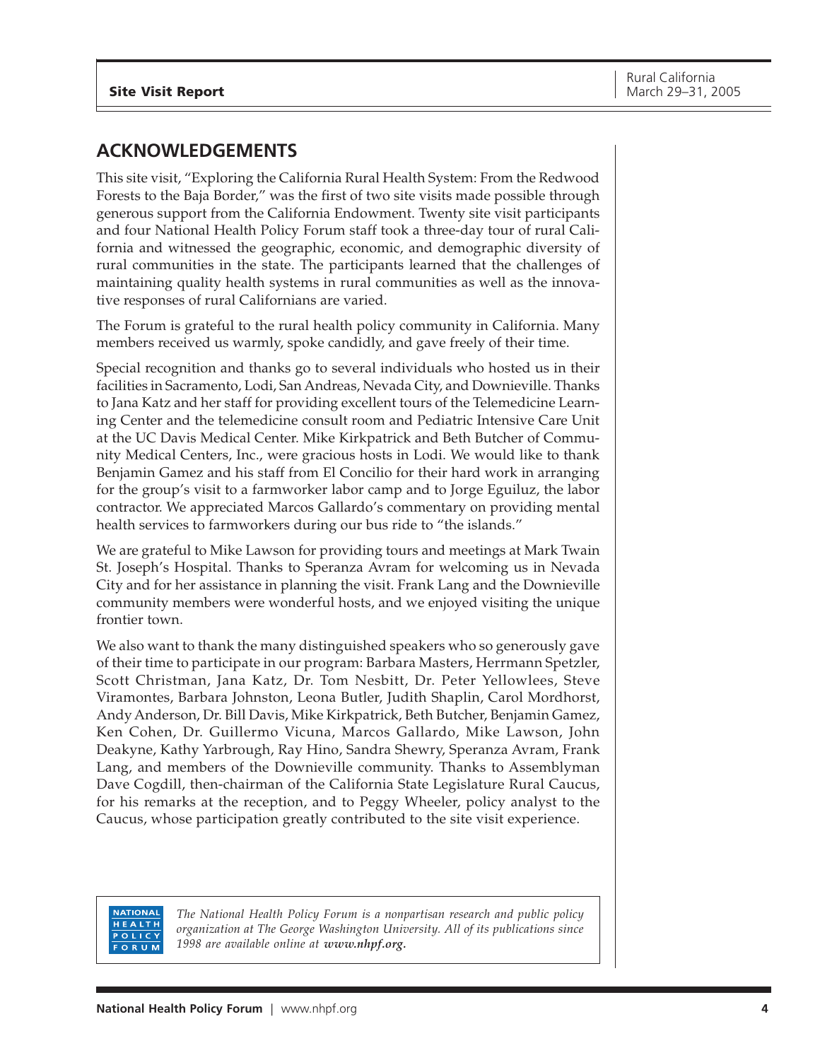## ACKNOWLEDGEMENTS

This site visit, "Exploring the California Rural Health System: From the Redwood Forests to the Baja Border," was the first of two site visits made possible through generous support from the California Endowment. Twenty site visit participants and four National Health Policy Forum staff took a three-day tour of rural California and witnessed the geographic, economic, and demographic diversity of rural communities in the state. The participants learned that the challenges of maintaining quality health systems in rural communities as well as the innovative responses of rural Californians are varied.

The Forum is grateful to the rural health policy community in California. Many members received us warmly, spoke candidly, and gave freely of their time.

Special recognition and thanks go to several individuals who hosted us in their facilities in Sacramento, Lodi, San Andreas, Nevada City, and Downieville. Thanks to Jana Katz and her staff for providing excellent tours of the Telemedicine Learning Center and the telemedicine consult room and Pediatric Intensive Care Unit at the UC Davis Medical Center. Mike Kirkpatrick and Beth Butcher of Community Medical Centers, Inc., were gracious hosts in Lodi. We would like to thank Benjamin Gamez and his staff from El Concilio for their hard work in arranging for the group's visit to a farmworker labor camp and to Jorge Eguiluz, the labor contractor. We appreciated Marcos Gallardo's commentary on providing mental health services to farmworkers during our bus ride to "the islands."

We are grateful to Mike Lawson for providing tours and meetings at Mark Twain St. Joseph's Hospital. Thanks to Speranza Avram for welcoming us in Nevada City and for her assistance in planning the visit. Frank Lang and the Downieville community members were wonderful hosts, and we enjoyed visiting the unique frontier town.

We also want to thank the many distinguished speakers who so generously gave of their time to participate in our program: Barbara Masters, Herrmann Spetzler, Scott Christman, Jana Katz, Dr. Tom Nesbitt, Dr. Peter Yellowlees, Steve Viramontes, Barbara Johnston, Leona Butler, Judith Shaplin, Carol Mordhorst, Andy Anderson, Dr. Bill Davis, Mike Kirkpatrick, Beth Butcher, Benjamin Gamez, Ken Cohen, Dr. Guillermo Vicuna, Marcos Gallardo, Mike Lawson, John Deakyne, Kathy Yarbrough, Ray Hino, Sandra Shewry, Speranza Avram, Frank Lang, and members of the Downieville community. Thanks to Assemblyman Dave Cogdill, then-chairman of the California State Legislature Rural Caucus, for his remarks at the reception, and to Peggy Wheeler, policy analyst to the Caucus, whose participation greatly contributed to the site visit experience.

NATIONAL HEALTH POLICY FORUM

*The National Health Policy Forum is a nonpartisan research and public policy organization at The George Washington University. All of its publications since 1998 are available online at **www.nhpf.org.***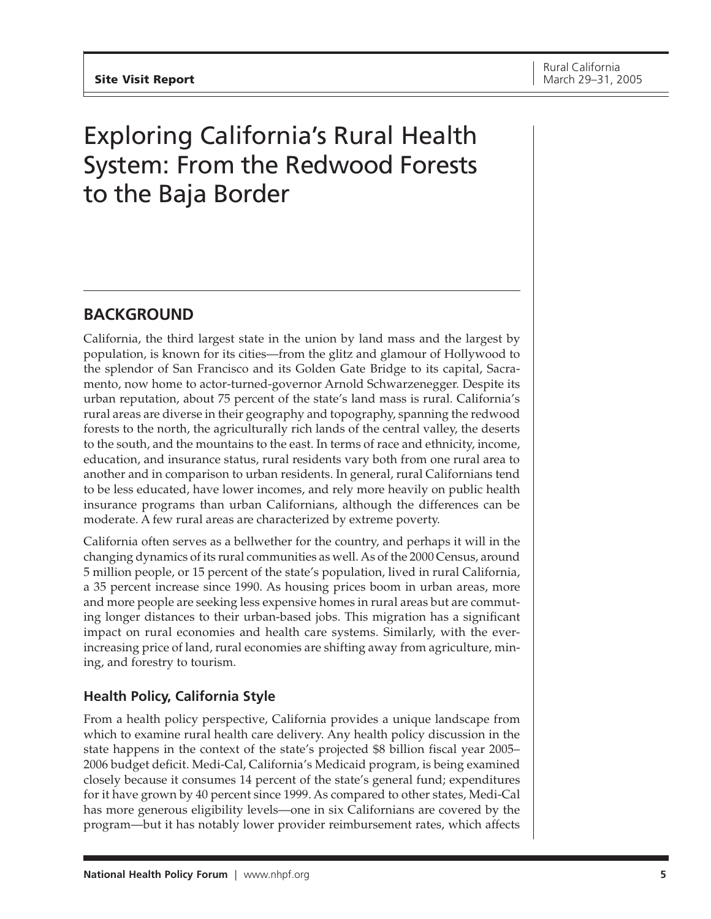# Exploring California's Rural Health System: From the Redwood Forests to the Baja Border

## BACKGROUND

California, the third largest state in the union by land mass and the largest by population, is known for its cities—from the glitz and glamour of Hollywood to the splendor of San Francisco and its Golden Gate Bridge to its capital, Sacramento, now home to actor-turned-governor Arnold Schwarzenegger. Despite its urban reputation, about 75 percent of the state's land mass is rural. California's rural areas are diverse in their geography and topography, spanning the redwood forests to the north, the agriculturally rich lands of the central valley, the deserts to the south, and the mountains to the east. In terms of race and ethnicity, income, education, and insurance status, rural residents vary both from one rural area to another and in comparison to urban residents. In general, rural Californians tend to be less educated, have lower incomes, and rely more heavily on public health insurance programs than urban Californians, although the differences can be moderate. A few rural areas are characterized by extreme poverty.

California often serves as a bellwether for the country, and perhaps it will in the changing dynamics of its rural communities as well. As of the 2000 Census, around 5 million people, or 15 percent of the state's population, lived in rural California, a 35 percent increase since 1990. As housing prices boom in urban areas, more and more people are seeking less expensive homes in rural areas but are commuting longer distances to their urban-based jobs. This migration has a significant impact on rural economies and health care systems. Similarly, with the ever-increasing price of land, rural economies are shifting away from agriculture, mining, and forestry to tourism.

### Health Policy, California Style

From a health policy perspective, California provides a unique landscape from which to examine rural health care delivery. Any health policy discussion in the state happens in the context of the state's projected $8 billion fiscal year 2005–2006 budget deficit. Medi-Cal, California's Medicaid program, is being examined closely because it consumes 14 percent of the state's general fund; expenditures for it have grown by 40 percent since 1999. As compared to other states, Medi-Cal has more generous eligibility levels—one in six Californians are covered by the program—but it has notably lower provider reimbursement rates, which affects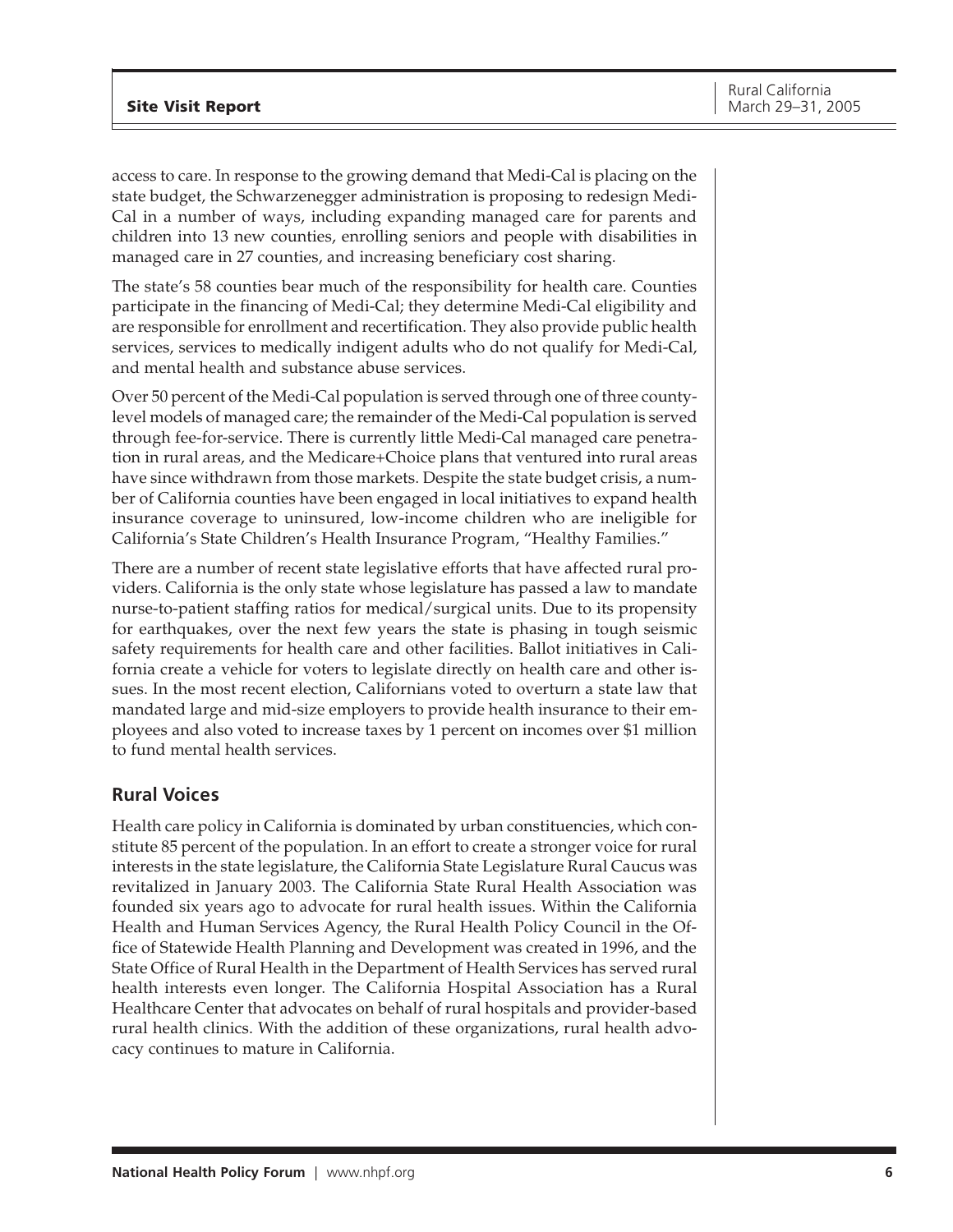access to care. In response to the growing demand that Medi-Cal is placing on the state budget, the Schwarzenegger administration is proposing to redesign Medi-Cal in a number of ways, including expanding managed care for parents and children into 13 new counties, enrolling seniors and people with disabilities in managed care in 27 counties, and increasing beneficiary cost sharing.

The state's 58 counties bear much of the responsibility for health care. Counties participate in the financing of Medi-Cal; they determine Medi-Cal eligibility and are responsible for enrollment and recertification. They also provide public health services, services to medically indigent adults who do not qualify for Medi-Cal, and mental health and substance abuse services.

Over 50 percent of the Medi-Cal population is served through one of three county-level models of managed care; the remainder of the Medi-Cal population is served through fee-for-service. There is currently little Medi-Cal managed care penetration in rural areas, and the Medicare+Choice plans that ventured into rural areas have since withdrawn from those markets. Despite the state budget crisis, a number of California counties have been engaged in local initiatives to expand health insurance coverage to uninsured, low-income children who are ineligible for California's State Children's Health Insurance Program, "Healthy Families."

There are a number of recent state legislative efforts that have affected rural providers. California is the only state whose legislature has passed a law to mandate nurse-to-patient staffing ratios for medical/surgical units. Due to its propensity for earthquakes, over the next few years the state is phasing in tough seismic safety requirements for health care and other facilities. Ballot initiatives in California create a vehicle for voters to legislate directly on health care and other issues. In the most recent election, Californians voted to overturn a state law that mandated large and mid-size employers to provide health insurance to their employees and also voted to increase taxes by 1 percent on incomes over $1 million to fund mental health services.

## Rural Voices

Health care policy in California is dominated by urban constituencies, which constitute 85 percent of the population. In an effort to create a stronger voice for rural interests in the state legislature, the California State Legislature Rural Caucus was revitalized in January 2003. The California State Rural Health Association was founded six years ago to advocate for rural health issues. Within the California Health and Human Services Agency, the Rural Health Policy Council in the Office of Statewide Health Planning and Development was created in 1996, and the State Office of Rural Health in the Department of Health Services has served rural health interests even longer. The California Hospital Association has a Rural Healthcare Center that advocates on behalf of rural hospitals and provider-based rural health clinics. With the addition of these organizations, rural health advocacy continues to mature in California.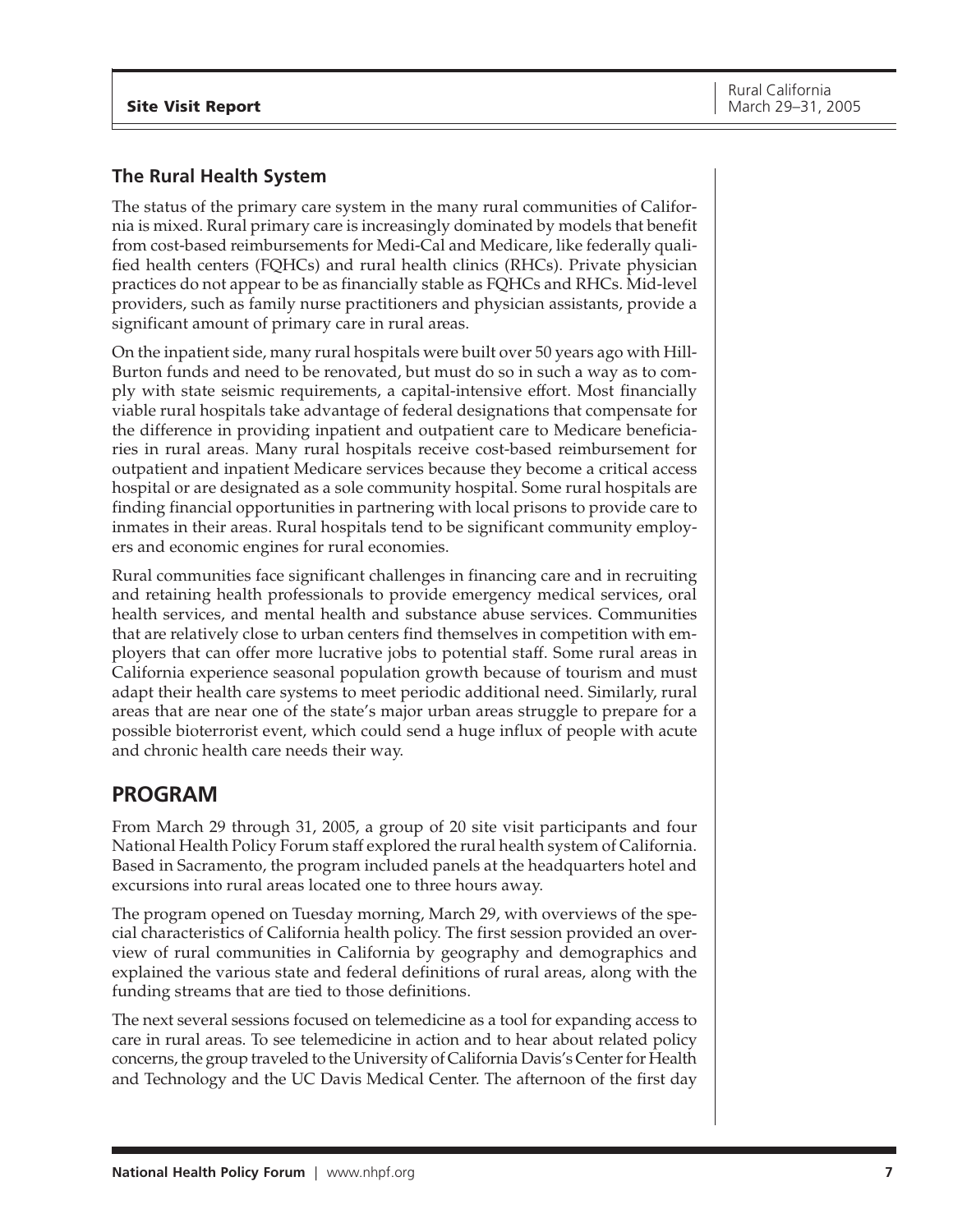### The Rural Health System

The status of the primary care system in the many rural communities of California is mixed. Rural primary care is increasingly dominated by models that benefit from cost-based reimbursements for Medi-Cal and Medicare, like federally qualified health centers (FQHCs) and rural health clinics (RHCs). Private physician practices do not appear to be as financially stable as FQHCs and RHCs. Mid-level providers, such as family nurse practitioners and physician assistants, provide a significant amount of primary care in rural areas.

On the inpatient side, many rural hospitals were built over 50 years ago with Hill-Burton funds and need to be renovated, but must do so in such a way as to comply with state seismic requirements, a capital-intensive effort. Most financially viable rural hospitals take advantage of federal designations that compensate for the difference in providing inpatient and outpatient care to Medicare beneficiaries in rural areas. Many rural hospitals receive cost-based reimbursement for outpatient and inpatient Medicare services because they become a critical access hospital or are designated as a sole community hospital. Some rural hospitals are finding financial opportunities in partnering with local prisons to provide care to inmates in their areas. Rural hospitals tend to be significant community employers and economic engines for rural economies.

Rural communities face significant challenges in financing care and in recruiting and retaining health professionals to provide emergency medical services, oral health services, and mental health and substance abuse services. Communities that are relatively close to urban centers find themselves in competition with employers that can offer more lucrative jobs to potential staff. Some rural areas in California experience seasonal population growth because of tourism and must adapt their health care systems to meet periodic additional need. Similarly, rural areas that are near one of the state's major urban areas struggle to prepare for a possible bioterrorist event, which could send a huge influx of people with acute and chronic health care needs their way.

## PROGRAM

From March 29 through 31, 2005, a group of 20 site visit participants and four National Health Policy Forum staff explored the rural health system of California. Based in Sacramento, the program included panels at the headquarters hotel and excursions into rural areas located one to three hours away.

The program opened on Tuesday morning, March 29, with overviews of the special characteristics of California health policy. The first session provided an overview of rural communities in California by geography and demographics and explained the various state and federal definitions of rural areas, along with the funding streams that are tied to those definitions.

The next several sessions focused on telemedicine as a tool for expanding access to care in rural areas. To see telemedicine in action and to hear about related policy concerns, the group traveled to the University of California Davis's Center for Health and Technology and the UC Davis Medical Center. The afternoon of the first day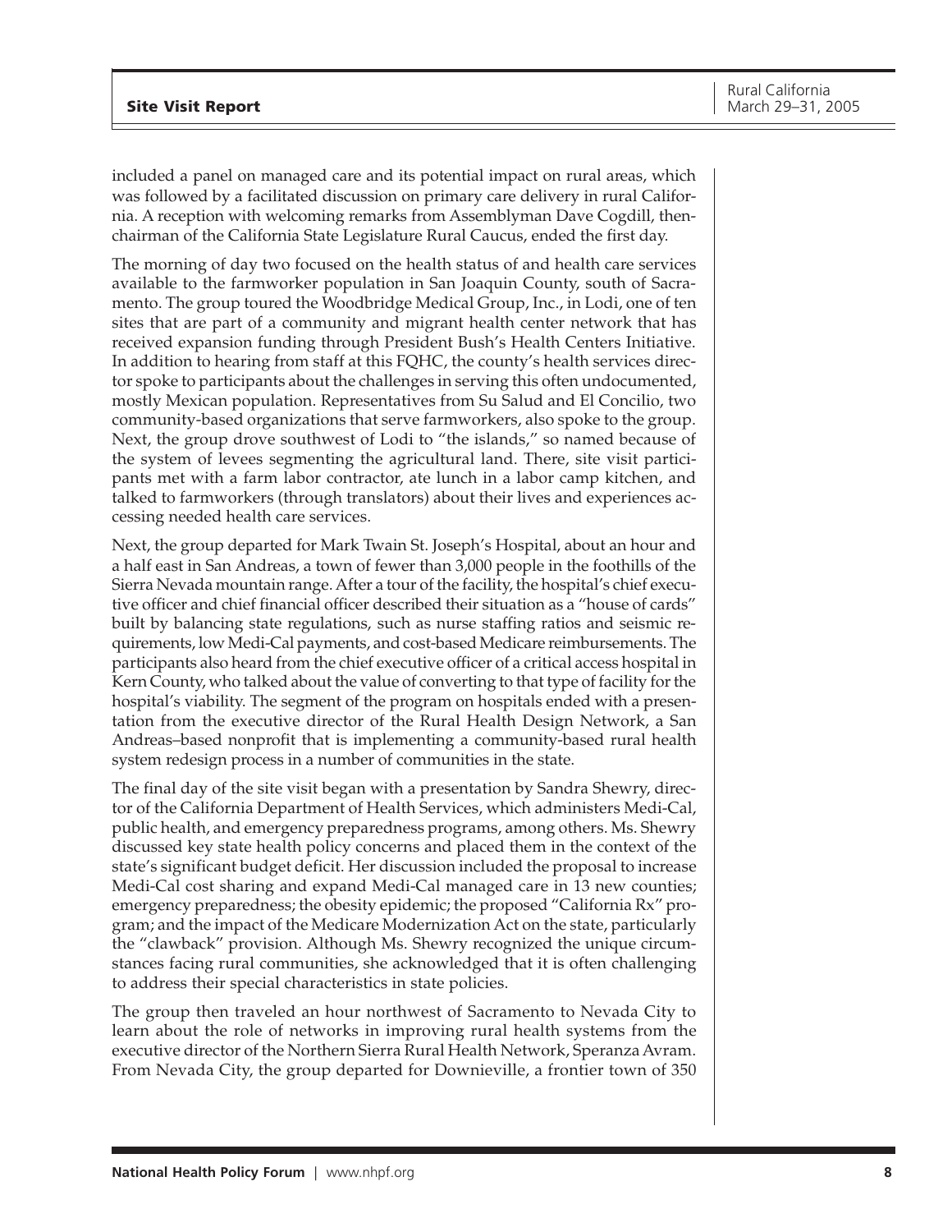included a panel on managed care and its potential impact on rural areas, which was followed by a facilitated discussion on primary care delivery in rural California. A reception with welcoming remarks from Assemblyman Dave Cogdill, then-chairman of the California State Legislature Rural Caucus, ended the first day.

The morning of day two focused on the health status of and health care services available to the farmworker population in San Joaquin County, south of Sacramento. The group toured the Woodbridge Medical Group, Inc., in Lodi, one of ten sites that are part of a community and migrant health center network that has received expansion funding through President Bush's Health Centers Initiative. In addition to hearing from staff at this FQHC, the county's health services director spoke to participants about the challenges in serving this often undocumented, mostly Mexican population. Representatives from Su Salud and El Concilio, two community-based organizations that serve farmworkers, also spoke to the group. Next, the group drove southwest of Lodi to "the islands," so named because of the system of levees segmenting the agricultural land. There, site visit participants met with a farm labor contractor, ate lunch in a labor camp kitchen, and talked to farmworkers (through translators) about their lives and experiences accessing needed health care services.

Next, the group departed for Mark Twain St. Joseph's Hospital, about an hour and a half east in San Andreas, a town of fewer than 3,000 people in the foothills of the Sierra Nevada mountain range. After a tour of the facility, the hospital's chief executive officer and chief financial officer described their situation as a "house of cards" built by balancing state regulations, such as nurse staffing ratios and seismic requirements, low Medi-Cal payments, and cost-based Medicare reimbursements. The participants also heard from the chief executive officer of a critical access hospital in Kern County, who talked about the value of converting to that type of facility for the hospital's viability. The segment of the program on hospitals ended with a presentation from the executive director of the Rural Health Design Network, a San Andreas–based nonprofit that is implementing a community-based rural health system redesign process in a number of communities in the state.

The final day of the site visit began with a presentation by Sandra Shewry, director of the California Department of Health Services, which administers Medi-Cal, public health, and emergency preparedness programs, among others. Ms. Shewry discussed key state health policy concerns and placed them in the context of the state's significant budget deficit. Her discussion included the proposal to increase Medi-Cal cost sharing and expand Medi-Cal managed care in 13 new counties; emergency preparedness; the obesity epidemic; the proposed "California Rx" program; and the impact of the Medicare Modernization Act on the state, particularly the "clawback" provision. Although Ms. Shewry recognized the unique circumstances facing rural communities, she acknowledged that it is often challenging to address their special characteristics in state policies.

The group then traveled an hour northwest of Sacramento to Nevada City to learn about the role of networks in improving rural health systems from the executive director of the Northern Sierra Rural Health Network, Speranza Avram. From Nevada City, the group departed for Downieville, a frontier town of 350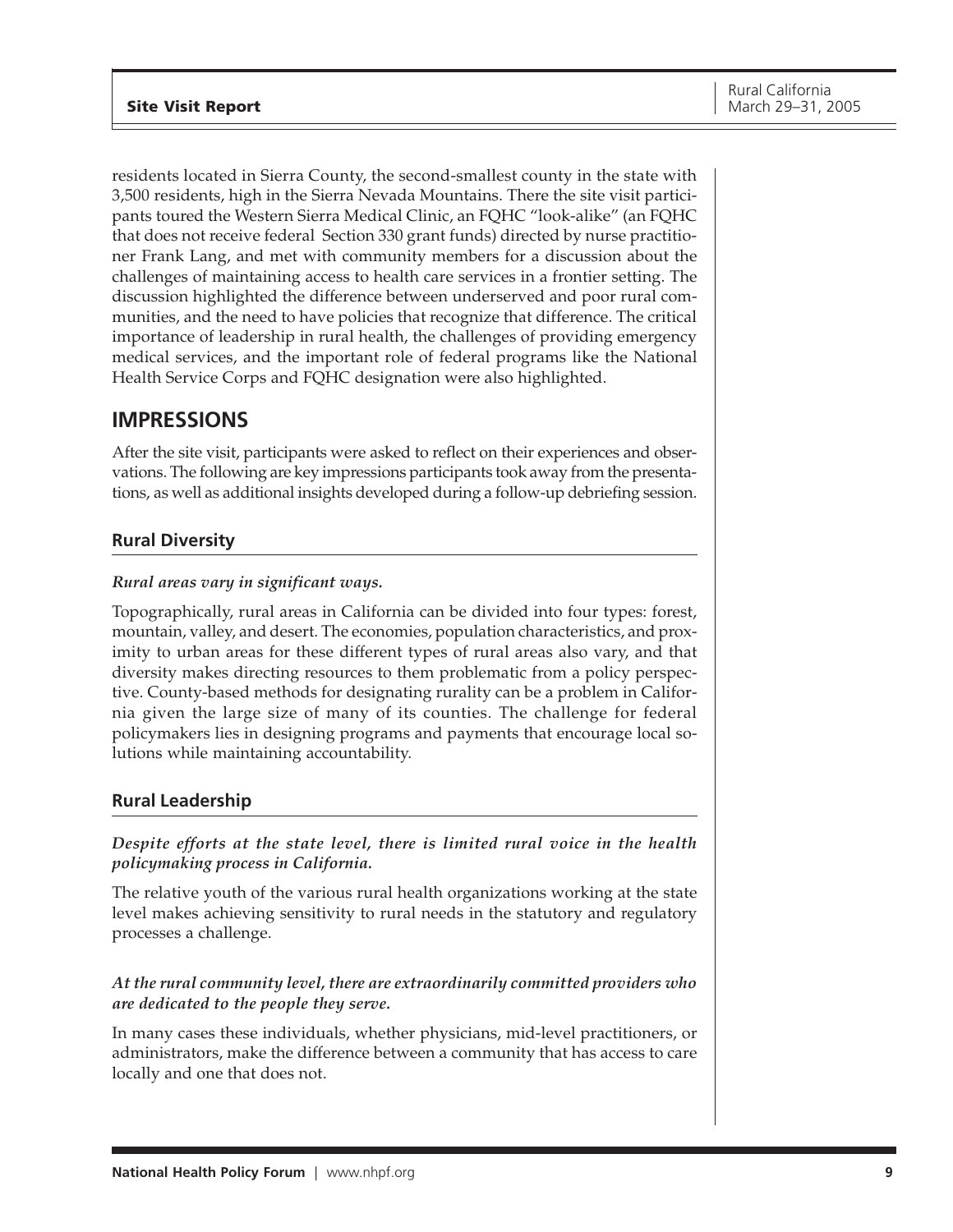residents located in Sierra County, the second-smallest county in the state with 3,500 residents, high in the Sierra Nevada Mountains. There the site visit participants toured the Western Sierra Medical Clinic, an FQHC "look-alike" (an FQHC that does not receive federal Section 330 grant funds) directed by nurse practitioner Frank Lang, and met with community members for a discussion about the challenges of maintaining access to health care services in a frontier setting. The discussion highlighted the difference between underserved and poor rural communities, and the need to have policies that recognize that difference. The critical importance of leadership in rural health, the challenges of providing emergency medical services, and the important role of federal programs like the National Health Service Corps and FQHC designation were also highlighted.

## IMPRESSIONS

After the site visit, participants were asked to reflect on their experiences and observations. The following are key impressions participants took away from the presentations, as well as additional insights developed during a follow-up debriefing session.

### Rural Diversity

***Rural areas vary in significant ways.***

Topographically, rural areas in California can be divided into four types: forest, mountain, valley, and desert. The economies, population characteristics, and proximity to urban areas for these different types of rural areas also vary, and that diversity makes directing resources to them problematic from a policy perspective. County-based methods for designating rurality can be a problem in California given the large size of many of its counties. The challenge for federal policymakers lies in designing programs and payments that encourage local solutions while maintaining accountability.

### Rural Leadership

***Despite efforts at the state level, there is limited rural voice in the health policymaking process in California.***

The relative youth of the various rural health organizations working at the state level makes achieving sensitivity to rural needs in the statutory and regulatory processes a challenge.

***At the rural community level, there are extraordinarily committed providers who are dedicated to the people they serve.***

In many cases these individuals, whether physicians, mid-level practitioners, or administrators, make the difference between a community that has access to care locally and one that does not.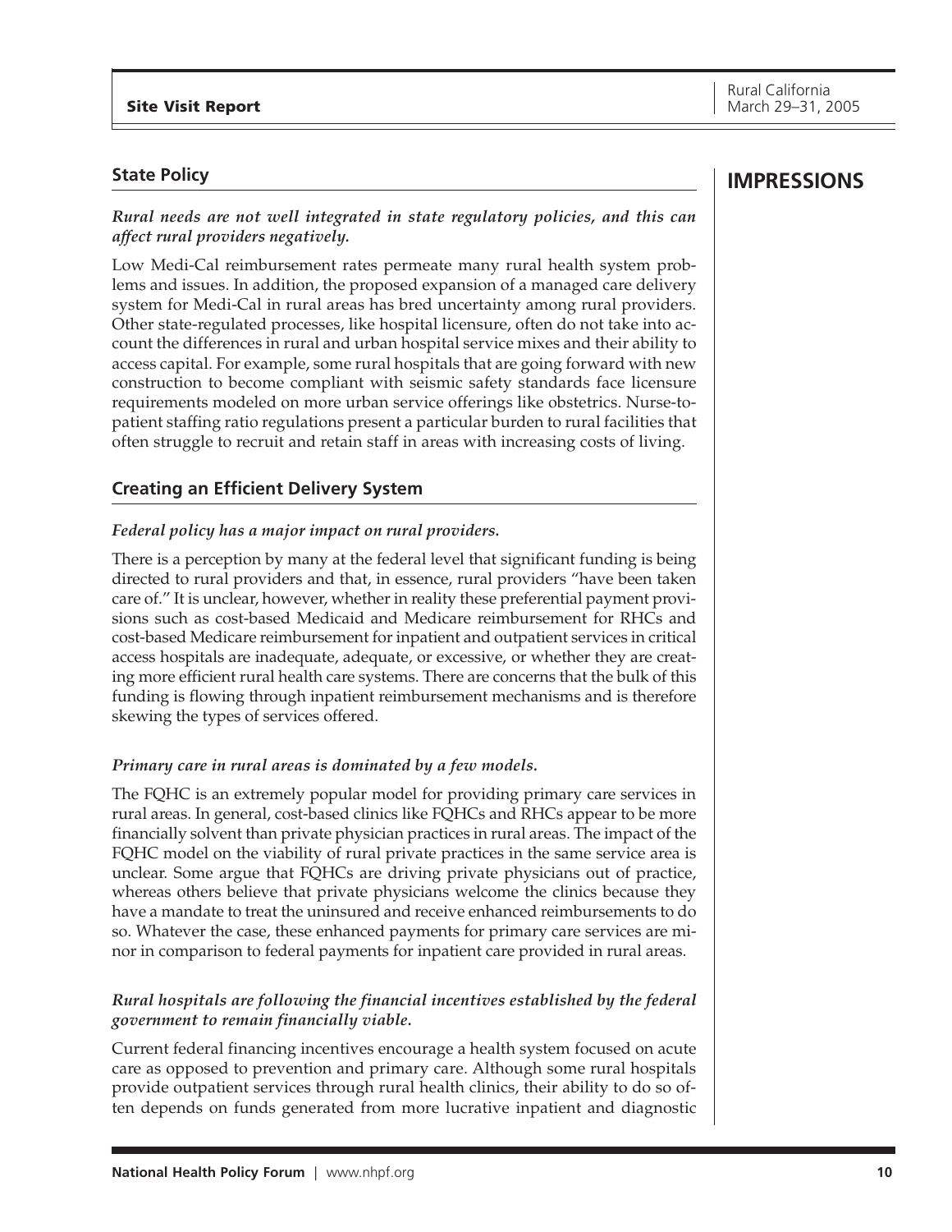## IMPRESSIONS

### State Policy

***Rural needs are not well integrated in state regulatory policies, and this can affect rural providers negatively.***

Low Medi-Cal reimbursement rates permeate many rural health system problems and issues. In addition, the proposed expansion of a managed care delivery system for Medi-Cal in rural areas has bred uncertainty among rural providers. Other state-regulated processes, like hospital licensure, often do not take into account the differences in rural and urban hospital service mixes and their ability to access capital. For example, some rural hospitals that are going forward with new construction to become compliant with seismic safety standards face licensure requirements modeled on more urban service offerings like obstetrics. Nurse-to-patient staffing ratio regulations present a particular burden to rural facilities that often struggle to recruit and retain staff in areas with increasing costs of living.

### Creating an Efficient Delivery System

***Federal policy has a major impact on rural providers.***

There is a perception by many at the federal level that significant funding is being directed to rural providers and that, in essence, rural providers "have been taken care of." It is unclear, however, whether in reality these preferential payment provisions such as cost-based Medicaid and Medicare reimbursement for RHCs and cost-based Medicare reimbursement for inpatient and outpatient services in critical access hospitals are inadequate, adequate, or excessive, or whether they are creating more efficient rural health care systems. There are concerns that the bulk of this funding is flowing through inpatient reimbursement mechanisms and is therefore skewing the types of services offered.

***Primary care in rural areas is dominated by a few models.***

The FQHC is an extremely popular model for providing primary care services in rural areas. In general, cost-based clinics like FQHCs and RHCs appear to be more financially solvent than private physician practices in rural areas. The impact of the FQHC model on the viability of rural private practices in the same service area is unclear. Some argue that FQHCs are driving private physicians out of practice, whereas others believe that private physicians welcome the clinics because they have a mandate to treat the uninsured and receive enhanced reimbursements to do so. Whatever the case, these enhanced payments for primary care services are minor in comparison to federal payments for inpatient care provided in rural areas.

***Rural hospitals are following the financial incentives established by the federal government to remain financially viable.***

Current federal financing incentives encourage a health system focused on acute care as opposed to prevention and primary care. Although some rural hospitals provide outpatient services through rural health clinics, their ability to do so often depends on funds generated from more lucrative inpatient and diagnostic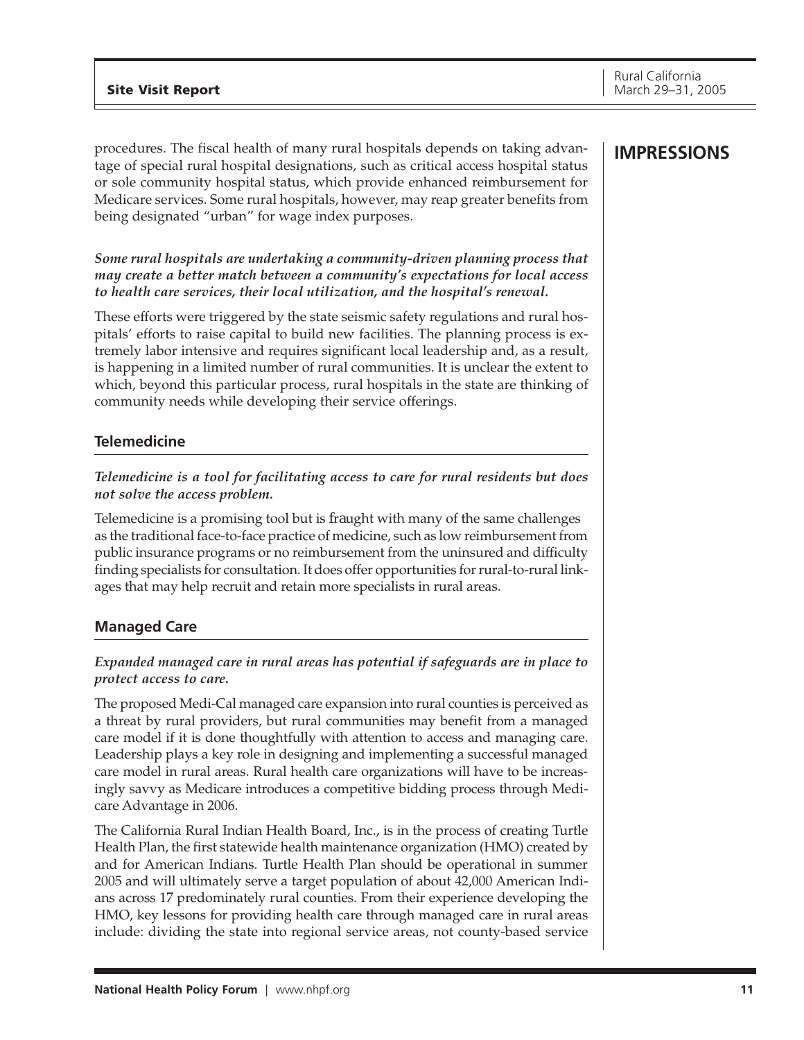procedures. The fiscal health of many rural hospitals depends on taking advantage of special rural hospital designations, such as critical access hospital status or sole community hospital status, which provide enhanced reimbursement for Medicare services. Some rural hospitals, however, may reap greater benefits from being designated "urban" for wage index purposes.

## IMPRESSIONS

***Some rural hospitals are undertaking a community-driven planning process that may create a better match between a community's expectations for local access to health care services, their local utilization, and the hospital's renewal.***

These efforts were triggered by the state seismic safety regulations and rural hospitals' efforts to raise capital to build new facilities. The planning process is extremely labor intensive and requires significant local leadership and, as a result, is happening in a limited number of rural communities. It is unclear the extent to which, beyond this particular process, rural hospitals in the state are thinking of community needs while developing their service offerings.

### Telemedicine

***Telemedicine is a tool for facilitating access to care for rural residents but does not solve the access problem.***

Telemedicine is a promising tool but is fraught with many of the same challenges as the traditional face-to-face practice of medicine, such as low reimbursement from public insurance programs or no reimbursement from the uninsured and difficulty finding specialists for consultation. It does offer opportunities for rural-to-rural linkages that may help recruit and retain more specialists in rural areas.

### Managed Care

***Expanded managed care in rural areas has potential if safeguards are in place to protect access to care.***

The proposed Medi-Cal managed care expansion into rural counties is perceived as a threat by rural providers, but rural communities may benefit from a managed care model if it is done thoughtfully with attention to access and managing care. Leadership plays a key role in designing and implementing a successful managed care model in rural areas. Rural health care organizations will have to be increasingly savvy as Medicare introduces a competitive bidding process through Medicare Advantage in 2006.

The California Rural Indian Health Board, Inc., is in the process of creating Turtle Health Plan, the first statewide health maintenance organization (HMO) created by and for American Indians. Turtle Health Plan should be operational in summer 2005 and will ultimately serve a target population of about 42,000 American Indians across 17 predominately rural counties. From their experience developing the HMO, key lessons for providing health care through managed care in rural areas include: dividing the state into regional service areas, not county-based service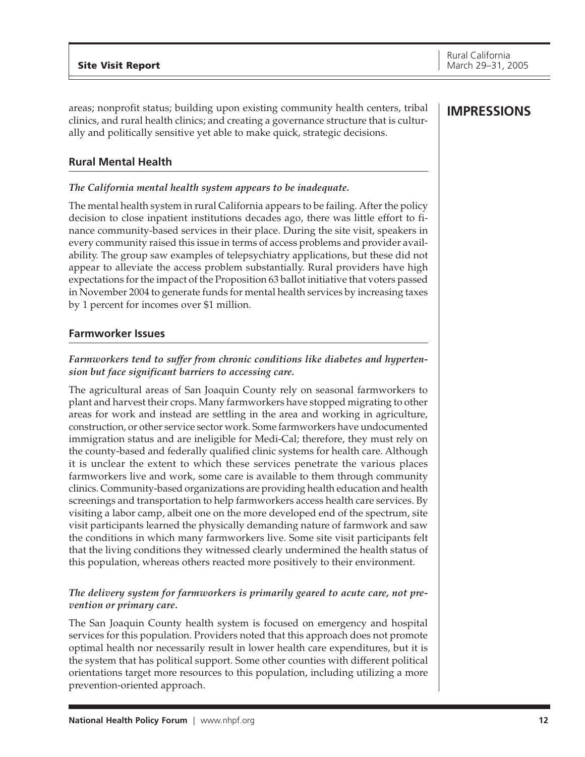areas; nonprofit status; building upon existing community health centers, tribal clinics, and rural health clinics; and creating a governance structure that is culturally and politically sensitive yet able to make quick, strategic decisions.

## IMPRESSIONS

### Rural Mental Health

***The California mental health system appears to be inadequate.***

The mental health system in rural California appears to be failing. After the policy decision to close inpatient institutions decades ago, there was little effort to finance community-based services in their place. During the site visit, speakers in every community raised this issue in terms of access problems and provider availability. The group saw examples of telepsychiatry applications, but these did not appear to alleviate the access problem substantially. Rural providers have high expectations for the impact of the Proposition 63 ballot initiative that voters passed in November 2004 to generate funds for mental health services by increasing taxes by 1 percent for incomes over $1 million.

### Farmworker Issues

***Farmworkers tend to suffer from chronic conditions like diabetes and hypertension but face significant barriers to accessing care.***

The agricultural areas of San Joaquin County rely on seasonal farmworkers to plant and harvest their crops. Many farmworkers have stopped migrating to other areas for work and instead are settling in the area and working in agriculture, construction, or other service sector work. Some farmworkers have undocumented immigration status and are ineligible for Medi-Cal; therefore, they must rely on the county-based and federally qualified clinic systems for health care. Although it is unclear the extent to which these services penetrate the various places farmworkers live and work, some care is available to them through community clinics. Community-based organizations are providing health education and health screenings and transportation to help farmworkers access health care services. By visiting a labor camp, albeit one on the more developed end of the spectrum, site visit participants learned the physically demanding nature of farmwork and saw the conditions in which many farmworkers live. Some site visit participants felt that the living conditions they witnessed clearly undermined the health status of this population, whereas others reacted more positively to their environment.

***The delivery system for farmworkers is primarily geared to acute care, not prevention or primary care.***

The San Joaquin County health system is focused on emergency and hospital services for this population. Providers noted that this approach does not promote optimal health nor necessarily result in lower health care expenditures, but it is the system that has political support. Some other counties with different political orientations target more resources to this population, including utilizing a more prevention-oriented approach.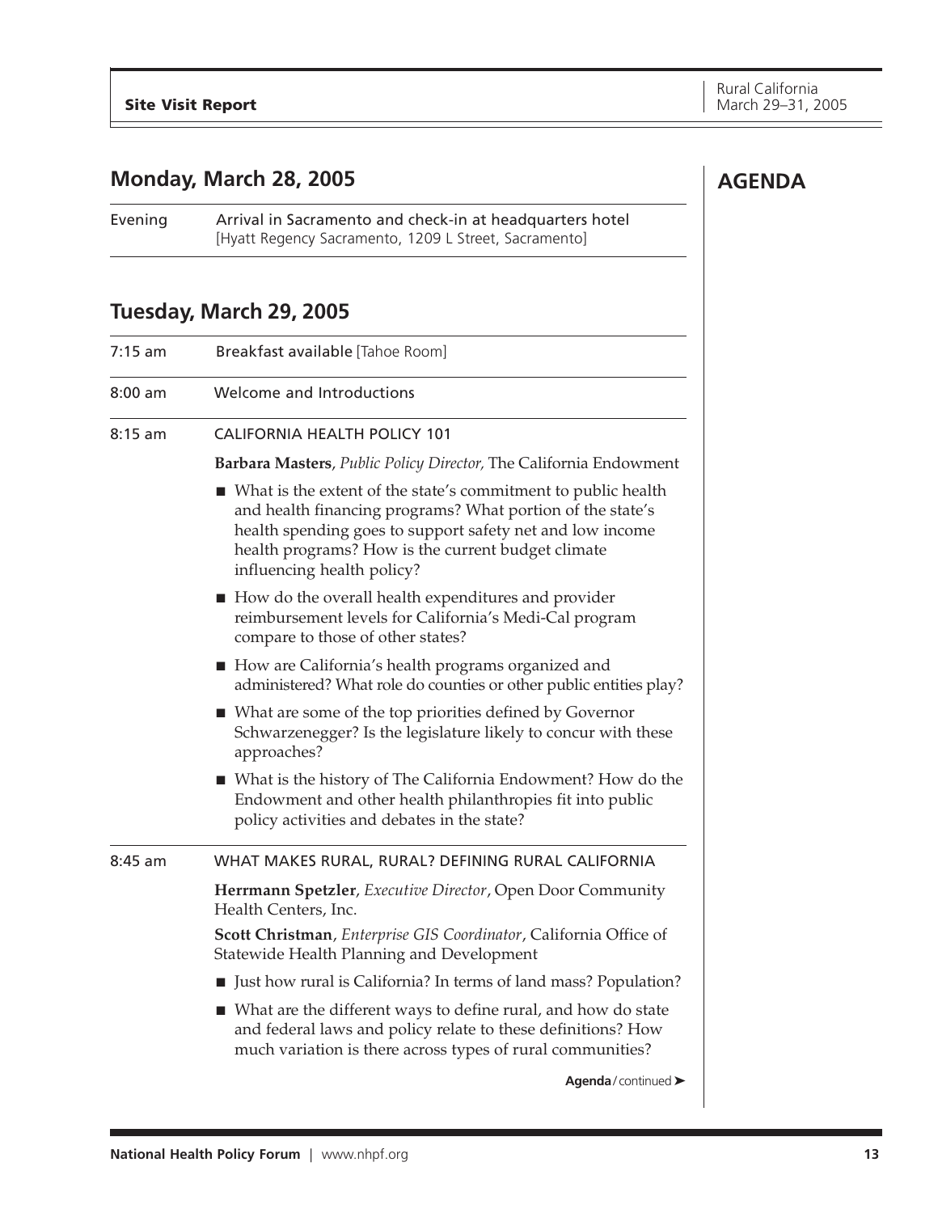## AGENDA

## Monday, March 28, 2005

Evening — Arrival in Sacramento and check-in at headquarters hotel [Hyatt Regency Sacramento, 1209 L Street, Sacramento]

## Tuesday, March 29, 2005

7:15 am — Breakfast available [Tahoe Room]

8:00 am — Welcome and Introductions

8:15 am — CALIFORNIA HEALTH POLICY 101

**Barbara Masters**, *Public Policy Director,* The California Endowment

- What is the extent of the state's commitment to public health and health financing programs? What portion of the state's health spending goes to support safety net and low income health programs? How is the current budget climate influencing health policy?
- How do the overall health expenditures and provider reimbursement levels for California's Medi-Cal program compare to those of other states?
- How are California's health programs organized and administered? What role do counties or other public entities play?
- What are some of the top priorities defined by Governor Schwarzenegger? Is the legislature likely to concur with these approaches?
- What is the history of The California Endowment? How do the Endowment and other health philanthropies fit into public policy activities and debates in the state?

8:45 am — WHAT MAKES RURAL, RURAL? DEFINING RURAL CALIFORNIA

**Herrmann Spetzler**, *Executive Director*, Open Door Community Health Centers, Inc.

**Scott Christman**, *Enterprise GIS Coordinator*, California Office of Statewide Health Planning and Development

- Just how rural is California? In terms of land mass? Population?
- What are the different ways to define rural, and how do state and federal laws and policy relate to these definitions? How much variation is there across types of rural communities?

**Agenda**/continued ➤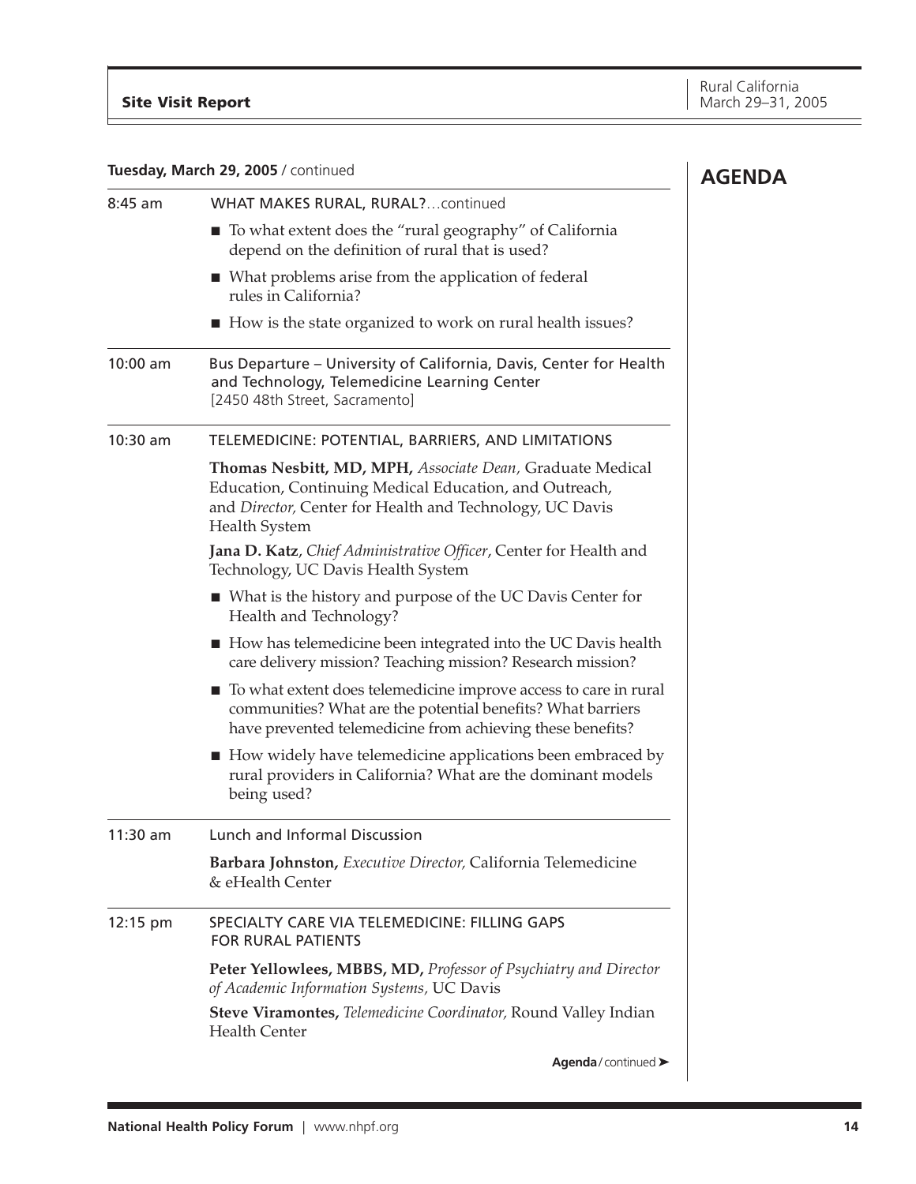## AGENDA

**Tuesday, March 29, 2005** / continued

**8:45 am** — WHAT MAKES RURAL, RURAL?…continued

- To what extent does the "rural geography" of California depend on the definition of rural that is used?
- What problems arise from the application of federal rules in California?
- How is the state organized to work on rural health issues?

**10:00 am** — Bus Departure – University of California, Davis, Center for Health and Technology, Telemedicine Learning Center
[2450 48th Street, Sacramento]

**10:30 am** — TELEMEDICINE: POTENTIAL, BARRIERS, AND LIMITATIONS

**Thomas Nesbitt, MD, MPH,** *Associate Dean,* Graduate Medical Education, Continuing Medical Education, and Outreach, and *Director,* Center for Health and Technology, UC Davis Health System

**Jana D. Katz**, *Chief Administrative Officer*, Center for Health and Technology, UC Davis Health System

- What is the history and purpose of the UC Davis Center for Health and Technology?
- How has telemedicine been integrated into the UC Davis health care delivery mission? Teaching mission? Research mission?
- To what extent does telemedicine improve access to care in rural communities? What are the potential benefits? What barriers have prevented telemedicine from achieving these benefits?
- How widely have telemedicine applications been embraced by rural providers in California? What are the dominant models being used?

**11:30 am** — Lunch and Informal Discussion

**Barbara Johnston,** *Executive Director,* California Telemedicine & eHealth Center

**12:15 pm** — SPECIALTY CARE VIA TELEMEDICINE: FILLING GAPS FOR RURAL PATIENTS

**Peter Yellowlees, MBBS, MD,** *Professor of Psychiatry and Director of Academic Information Systems,* UC Davis

**Steve Viramontes,** *Telemedicine Coordinator,* Round Valley Indian Health Center

**Agenda** / continued ➤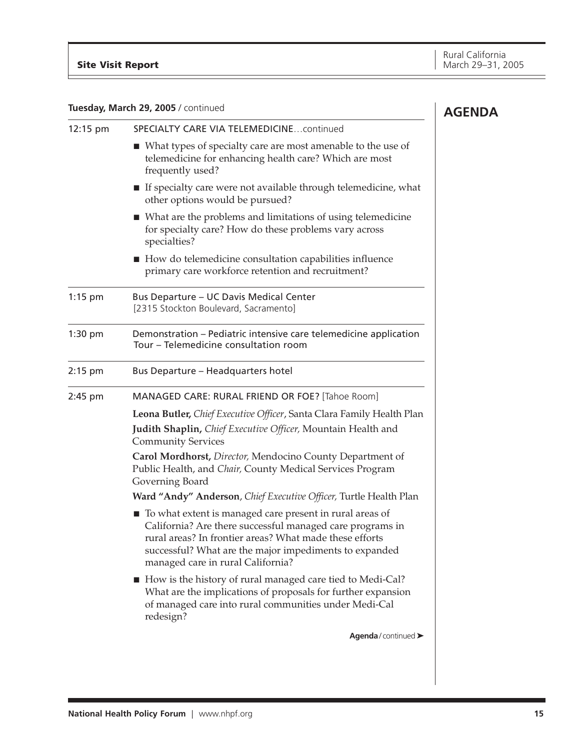## AGENDA

**Tuesday, March 29, 2005** / continued

**12:15 pm** SPECIALTY CARE VIA TELEMEDICINE…continued

- What types of specialty care are most amenable to the use of telemedicine for enhancing health care? Which are most frequently used?
- If specialty care were not available through telemedicine, what other options would be pursued?
- What are the problems and limitations of using telemedicine for specialty care? How do these problems vary across specialties?
- How do telemedicine consultation capabilities influence primary care workforce retention and recruitment?

**1:15 pm** Bus Departure – UC Davis Medical Center
[2315 Stockton Boulevard, Sacramento]

**1:30 pm** Demonstration – Pediatric intensive care telemedicine application
Tour – Telemedicine consultation room

**2:15 pm** Bus Departure – Headquarters hotel

**2:45 pm** MANAGED CARE: RURAL FRIEND OR FOE? [Tahoe Room]

**Leona Butler,** *Chief Executive Officer*, Santa Clara Family Health Plan

**Judith Shaplin,** *Chief Executive Officer,* Mountain Health and Community Services

**Carol Mordhorst,** *Director,* Mendocino County Department of Public Health, and *Chair,* County Medical Services Program Governing Board

**Ward "Andy" Anderson**, *Chief Executive Officer,* Turtle Health Plan

- To what extent is managed care present in rural areas of California? Are there successful managed care programs in rural areas? In frontier areas? What made these efforts successful? What are the major impediments to expanded managed care in rural California?
- How is the history of rural managed care tied to Medi-Cal? What are the implications of proposals for further expansion of managed care into rural communities under Medi-Cal redesign?

**Agenda** / continued ➤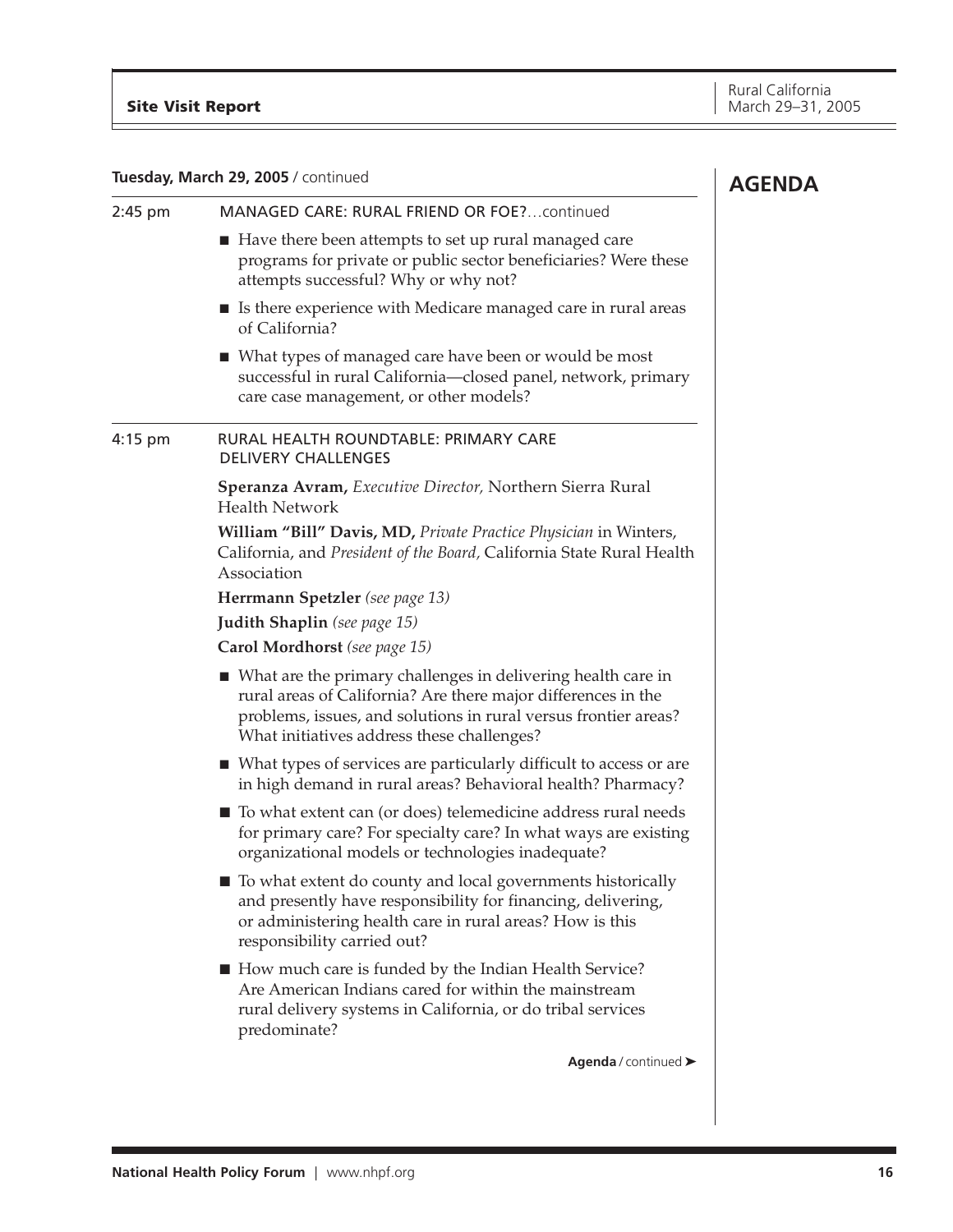**Tuesday, March 29, 2005** / continued

## AGENDA

2:45 pm MANAGED CARE: RURAL FRIEND OR FOE?…continued

- Have there been attempts to set up rural managed care programs for private or public sector beneficiaries? Were these attempts successful? Why or why not?
- Is there experience with Medicare managed care in rural areas of California?
- What types of managed care have been or would be most successful in rural California—closed panel, network, primary care case management, or other models?

4:15 pm RURAL HEALTH ROUNDTABLE: PRIMARY CARE DELIVERY CHALLENGES

**Speranza Avram,** *Executive Director,* Northern Sierra Rural Health Network

**William "Bill" Davis, MD,** *Private Practice Physician* in Winters, California, and *President of the Board,* California State Rural Health Association

**Herrmann Spetzler** *(see page 13)*

**Judith Shaplin** *(see page 15)*

**Carol Mordhorst** *(see page 15)*

- What are the primary challenges in delivering health care in rural areas of California? Are there major differences in the problems, issues, and solutions in rural versus frontier areas? What initiatives address these challenges?
- What types of services are particularly difficult to access or are in high demand in rural areas? Behavioral health? Pharmacy?
- To what extent can (or does) telemedicine address rural needs for primary care? For specialty care? In what ways are existing organizational models or technologies inadequate?
- To what extent do county and local governments historically and presently have responsibility for financing, delivering, or administering health care in rural areas? How is this responsibility carried out?
- How much care is funded by the Indian Health Service? Are American Indians cared for within the mainstream rural delivery systems in California, or do tribal services predominate?

**Agenda** / continued ➤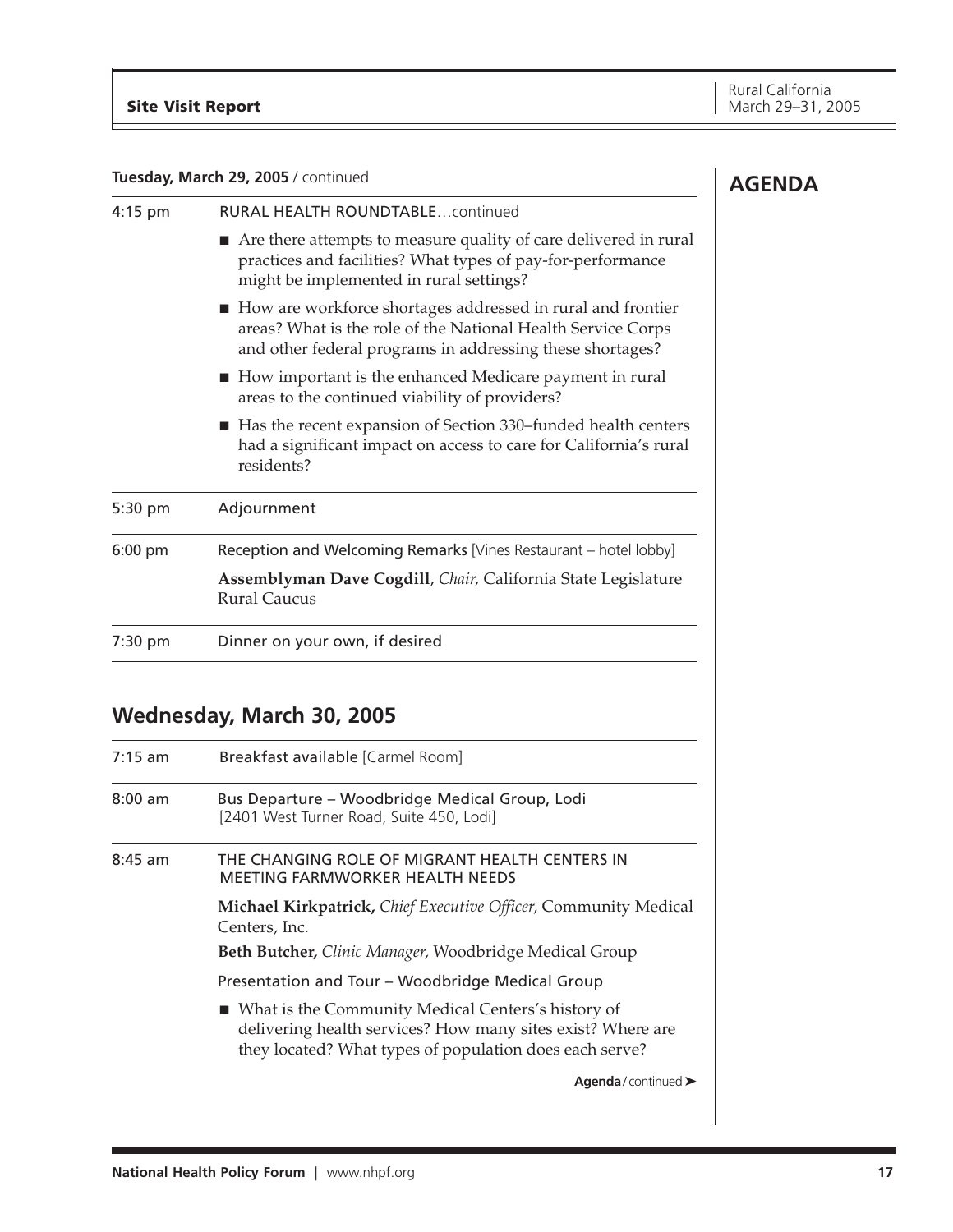**AGENDA**

**Tuesday, March 29, 2005** / continued

| | |
|---|---|
| 4:15 pm | RURAL HEALTH ROUNDTABLE…continued<br>■ Are there attempts to measure quality of care delivered in rural practices and facilities? What types of pay-for-performance might be implemented in rural settings?<br>■ How are workforce shortages addressed in rural and frontier areas? What is the role of the National Health Service Corps and other federal programs in addressing these shortages?<br>■ How important is the enhanced Medicare payment in rural areas to the continued viability of providers?<br>■ Has the recent expansion of Section 330–funded health centers had a significant impact on access to care for California's rural residents? |
| 5:30 pm | Adjournment |
| 6:00 pm | Reception and Welcoming Remarks [Vines Restaurant – hotel lobby]<br>**Assemblyman Dave Cogdill**, *Chair,* California State Legislature Rural Caucus |
| 7:30 pm | Dinner on your own, if desired |

## Wednesday, March 30, 2005

| | |
|---|---|
| 7:15 am | Breakfast available [Carmel Room] |
| 8:00 am | Bus Departure – Woodbridge Medical Group, Lodi<br>[2401 West Turner Road, Suite 450, Lodi] |
| 8:45 am | THE CHANGING ROLE OF MIGRANT HEALTH CENTERS IN MEETING FARMWORKER HEALTH NEEDS<br>**Michael Kirkpatrick,** *Chief Executive Officer,* Community Medical Centers, Inc.<br>**Beth Butcher,** *Clinic Manager,* Woodbridge Medical Group<br>Presentation and Tour – Woodbridge Medical Group<br>■ What is the Community Medical Centers's history of delivering health services? How many sites exist? Where are they located? What types of population does each serve? |

**Agenda** / continued ➤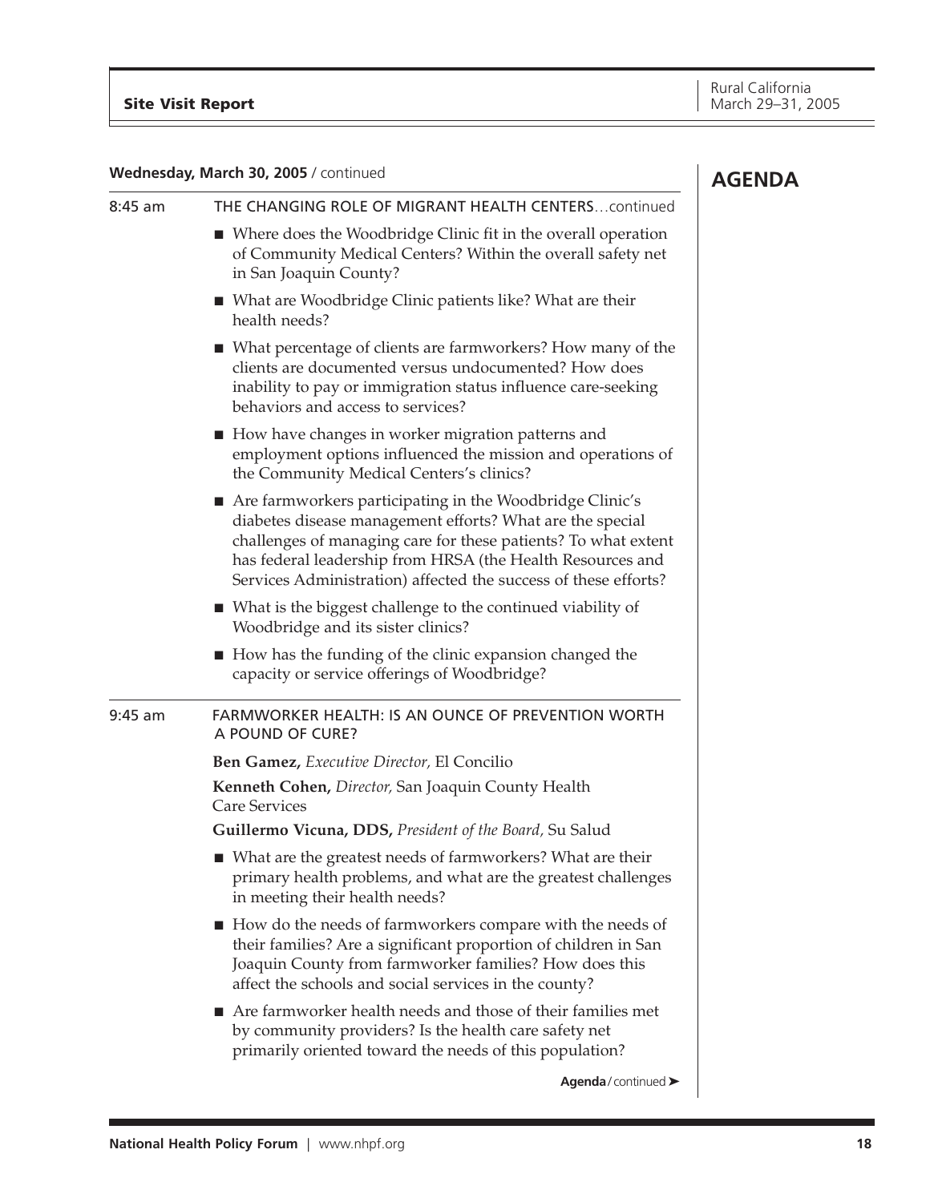**Wednesday, March 30, 2005** / continued

## AGENDA

**8:45 am** THE CHANGING ROLE OF MIGRANT HEALTH CENTERS…continued

- Where does the Woodbridge Clinic fit in the overall operation of Community Medical Centers? Within the overall safety net in San Joaquin County?
- What are Woodbridge Clinic patients like? What are their health needs?
- What percentage of clients are farmworkers? How many of the clients are documented versus undocumented? How does inability to pay or immigration status influence care-seeking behaviors and access to services?
- How have changes in worker migration patterns and employment options influenced the mission and operations of the Community Medical Centers's clinics?
- Are farmworkers participating in the Woodbridge Clinic's diabetes disease management efforts? What are the special challenges of managing care for these patients? To what extent has federal leadership from HRSA (the Health Resources and Services Administration) affected the success of these efforts?
- What is the biggest challenge to the continued viability of Woodbridge and its sister clinics?
- How has the funding of the clinic expansion changed the capacity or service offerings of Woodbridge?

**9:45 am** FARMWORKER HEALTH: IS AN OUNCE OF PREVENTION WORTH A POUND OF CURE?

**Ben Gamez,** *Executive Director,* El Concilio

**Kenneth Cohen,** *Director,* San Joaquin County Health Care Services

**Guillermo Vicuna, DDS,** *President of the Board,* Su Salud

- What are the greatest needs of farmworkers? What are their primary health problems, and what are the greatest challenges in meeting their health needs?
- How do the needs of farmworkers compare with the needs of their families? Are a significant proportion of children in San Joaquin County from farmworker families? How does this affect the schools and social services in the county?
- Are farmworker health needs and those of their families met by community providers? Is the health care safety net primarily oriented toward the needs of this population?

**Agenda** / continued ➤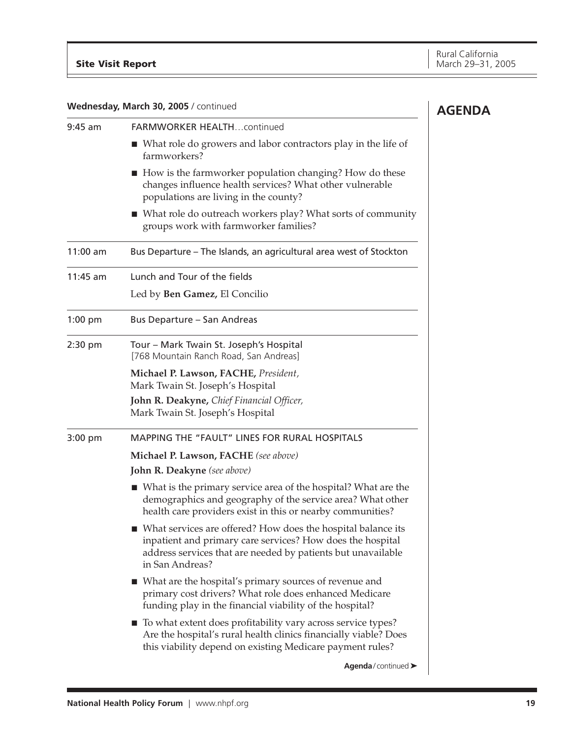## AGENDA

**Wednesday, March 30, 2005** / continued

**9:45 am** — FARMWORKER HEALTH…continued

- What role do growers and labor contractors play in the life of farmworkers?
- How is the farmworker population changing? How do these changes influence health services? What other vulnerable populations are living in the county?
- What role do outreach workers play? What sorts of community groups work with farmworker families?

**11:00 am** — Bus Departure – The Islands, an agricultural area west of Stockton

**11:45 am** — Lunch and Tour of the fields

Led by **Ben Gamez,** El Concilio

**1:00 pm** — Bus Departure – San Andreas

**2:30 pm** — Tour – Mark Twain St. Joseph's Hospital
[768 Mountain Ranch Road, San Andreas]

**Michael P. Lawson, FACHE,** *President,*
Mark Twain St. Joseph's Hospital

**John R. Deakyne,** *Chief Financial Officer,*
Mark Twain St. Joseph's Hospital

**3:00 pm** — MAPPING THE "FAULT" LINES FOR RURAL HOSPITALS

**Michael P. Lawson, FACHE** *(see above)*

**John R. Deakyne** *(see above)*

- What is the primary service area of the hospital? What are the demographics and geography of the service area? What other health care providers exist in this or nearby communities?
- What services are offered? How does the hospital balance its inpatient and primary care services? How does the hospital address services that are needed by patients but unavailable in San Andreas?
- What are the hospital's primary sources of revenue and primary cost drivers? What role does enhanced Medicare funding play in the financial viability of the hospital?
- To what extent does profitability vary across service types? Are the hospital's rural health clinics financially viable? Does this viability depend on existing Medicare payment rules?

**Agenda** / continued ➤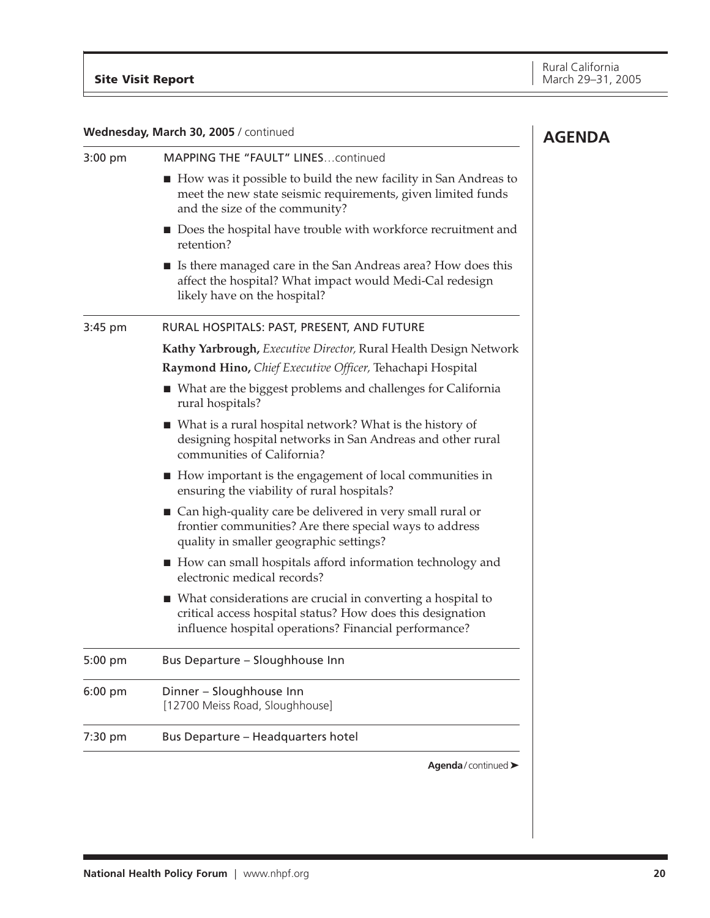## AGENDA

**Wednesday, March 30, 2005** / continued

**3:00 pm** — MAPPING THE "FAULT" LINES…continued

- How was it possible to build the new facility in San Andreas to meet the new state seismic requirements, given limited funds and the size of the community?
- Does the hospital have trouble with workforce recruitment and retention?
- Is there managed care in the San Andreas area? How does this affect the hospital? What impact would Medi-Cal redesign likely have on the hospital?

**3:45 pm** — RURAL HOSPITALS: PAST, PRESENT, AND FUTURE

**Kathy Yarbrough,** *Executive Director,* Rural Health Design Network

**Raymond Hino,** *Chief Executive Officer,* Tehachapi Hospital

- What are the biggest problems and challenges for California rural hospitals?
- What is a rural hospital network? What is the history of designing hospital networks in San Andreas and other rural communities of California?
- How important is the engagement of local communities in ensuring the viability of rural hospitals?
- Can high-quality care be delivered in very small rural or frontier communities? Are there special ways to address quality in smaller geographic settings?
- How can small hospitals afford information technology and electronic medical records?
- What considerations are crucial in converting a hospital to critical access hospital status? How does this designation influence hospital operations? Financial performance?

**5:00 pm** — Bus Departure – Sloughhouse Inn

**6:00 pm** — Dinner – Sloughhouse Inn
[12700 Meiss Road, Sloughhouse]

**7:30 pm** — Bus Departure – Headquarters hotel

**Agenda** / continued ➤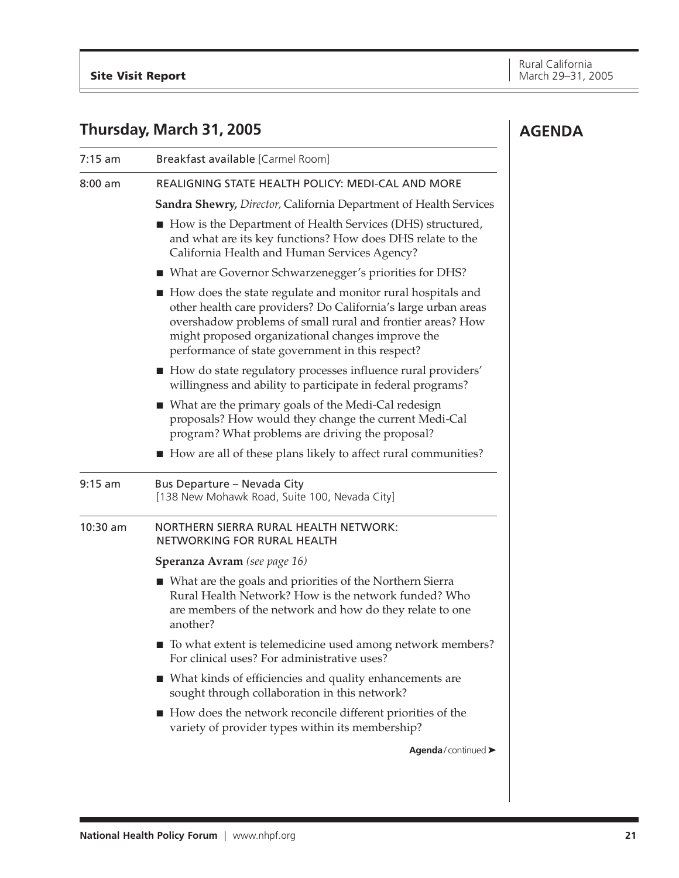## Thursday, March 31, 2005

# AGENDA

**7:15 am** — Breakfast available [Carmel Room]

**8:00 am** — REALIGNING STATE HEALTH POLICY: MEDI-CAL AND MORE

**Sandra Shewry,** *Director,* California Department of Health Services

- How is the Department of Health Services (DHS) structured, and what are its key functions? How does DHS relate to the California Health and Human Services Agency?
- What are Governor Schwarzenegger's priorities for DHS?
- How does the state regulate and monitor rural hospitals and other health care providers? Do California's large urban areas overshadow problems of small rural and frontier areas? How might proposed organizational changes improve the performance of state government in this respect?
- How do state regulatory processes influence rural providers' willingness and ability to participate in federal programs?
- What are the primary goals of the Medi-Cal redesign proposals? How would they change the current Medi-Cal program? What problems are driving the proposal?
- How are all of these plans likely to affect rural communities?

**9:15 am** — Bus Departure – Nevada City
[138 New Mohawk Road, Suite 100, Nevada City]

**10:30 am** — NORTHERN SIERRA RURAL HEALTH NETWORK: NETWORKING FOR RURAL HEALTH

**Speranza Avram** *(see page 16)*

- What are the goals and priorities of the Northern Sierra Rural Health Network? How is the network funded? Who are members of the network and how do they relate to one another?
- To what extent is telemedicine used among network members? For clinical uses? For administrative uses?
- What kinds of efficiencies and quality enhancements are sought through collaboration in this network?
- How does the network reconcile different priorities of the variety of provider types within its membership?

**Agenda**/continued ➤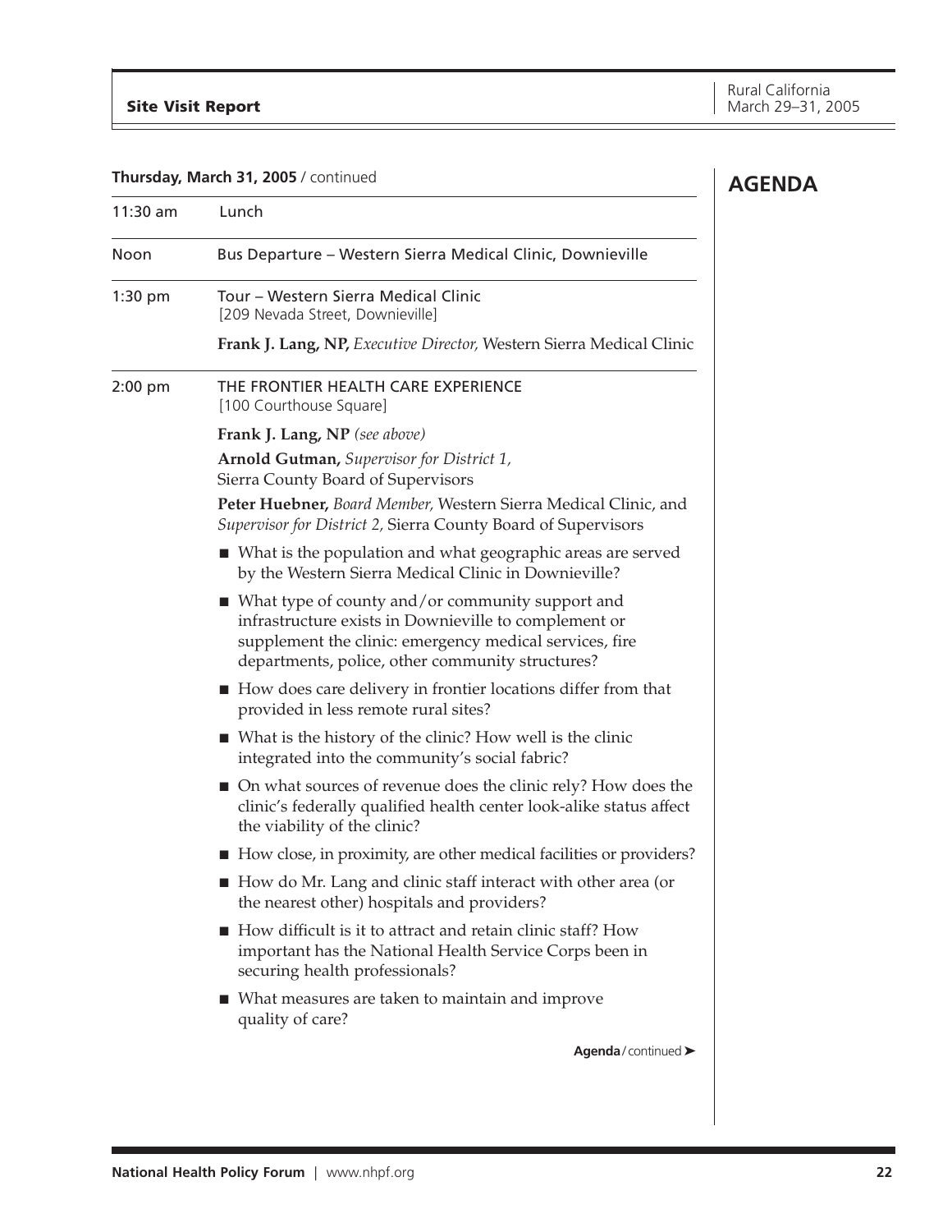## AGENDA

**Thursday, March 31, 2005** / continued

| | |
|---|---|
| 11:30 am | Lunch |
| Noon | Bus Departure – Western Sierra Medical Clinic, Downieville |
| 1:30 pm | Tour – Western Sierra Medical Clinic [209 Nevada Street, Downieville] |

**Frank J. Lang, NP,** *Executive Director,* Western Sierra Medical Clinic

**2:00 pm** THE FRONTIER HEALTH CARE EXPERIENCE
[100 Courthouse Square]

**Frank J. Lang, NP** *(see above)*

**Arnold Gutman,** *Supervisor for District 1,*
Sierra County Board of Supervisors

**Peter Huebner,** *Board Member,* Western Sierra Medical Clinic, and *Supervisor for District 2,* Sierra County Board of Supervisors

- What is the population and what geographic areas are served by the Western Sierra Medical Clinic in Downieville?
- What type of county and/or community support and infrastructure exists in Downieville to complement or supplement the clinic: emergency medical services, fire departments, police, other community structures?
- How does care delivery in frontier locations differ from that provided in less remote rural sites?
- What is the history of the clinic? How well is the clinic integrated into the community's social fabric?
- On what sources of revenue does the clinic rely? How does the clinic's federally qualified health center look-alike status affect the viability of the clinic?
- How close, in proximity, are other medical facilities or providers?
- How do Mr. Lang and clinic staff interact with other area (or the nearest other) hospitals and providers?
- How difficult is it to attract and retain clinic staff? How important has the National Health Service Corps been in securing health professionals?
- What measures are taken to maintain and improve quality of care?

**Agenda** / continued ➤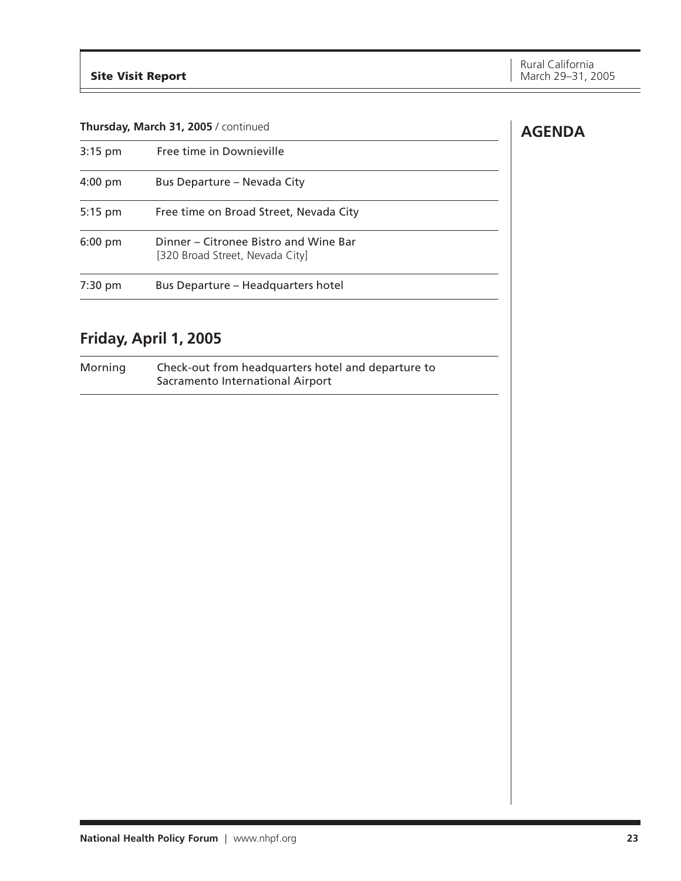## AGENDA

**Thursday, March 31, 2005** / continued

| | |
|---|---|
| 3:15 pm | Free time in Downieville |
| 4:00 pm | Bus Departure – Nevada City |
| 5:15 pm | Free time on Broad Street, Nevada City |
| 6:00 pm | Dinner – Citronee Bistro and Wine Bar<br>[320 Broad Street, Nevada City] |
| 7:30 pm | Bus Departure – Headquarters hotel |

## Friday, April 1, 2005

| | |
|---|---|
| Morning | Check-out from headquarters hotel and departure to Sacramento International Airport |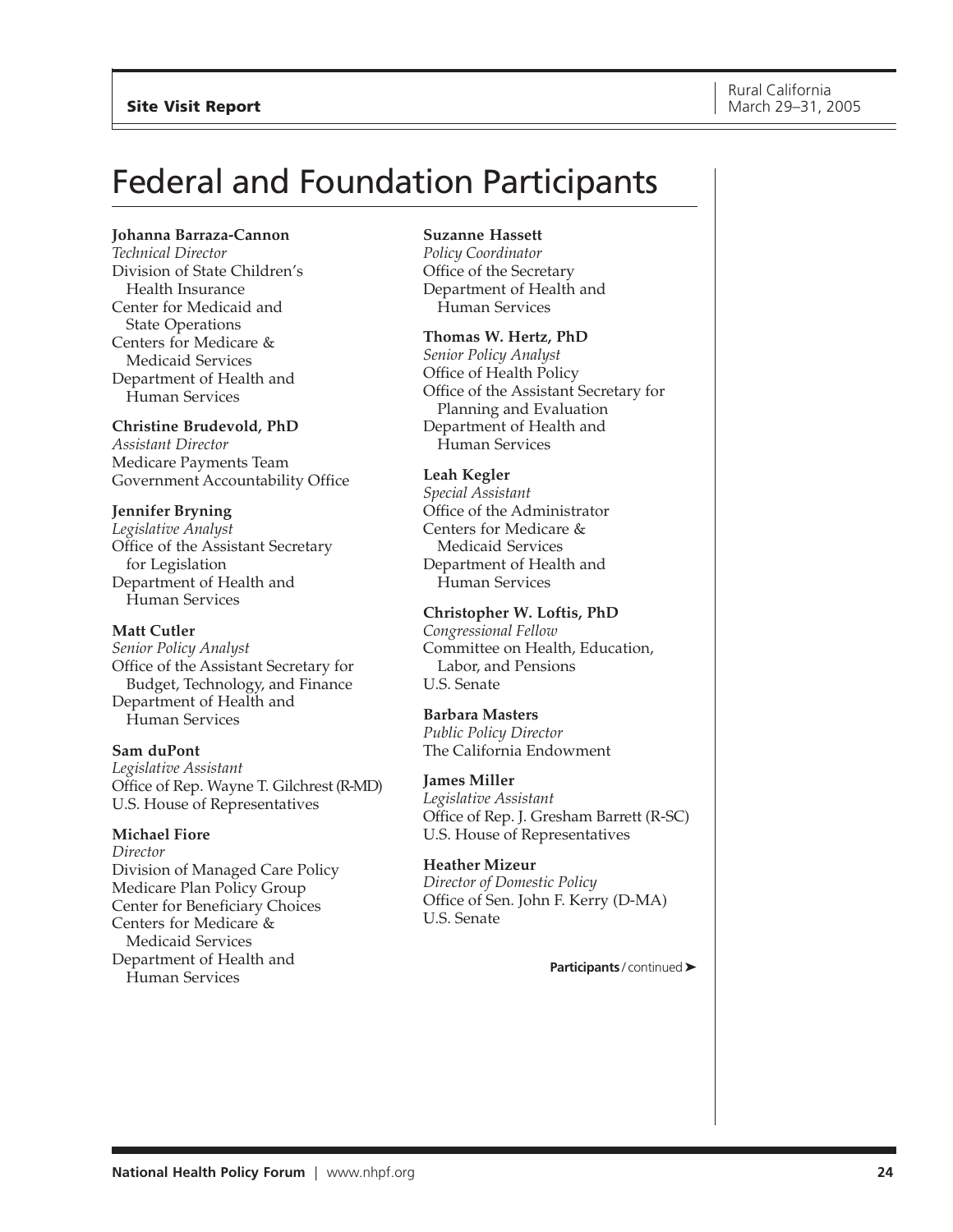# Federal and Foundation Participants

**Johanna Barraza-Cannon**
*Technical Director*
Division of State Children's Health Insurance
Center for Medicaid and State Operations
Centers for Medicare & Medicaid Services
Department of Health and Human Services

**Christine Brudevold, PhD**
*Assistant Director*
Medicare Payments Team
Government Accountability Office

**Jennifer Bryning**
*Legislative Analyst*
Office of the Assistant Secretary for Legislation
Department of Health and Human Services

**Matt Cutler**
*Senior Policy Analyst*
Office of the Assistant Secretary for Budget, Technology, and Finance
Department of Health and Human Services

**Sam duPont**
*Legislative Assistant*
Office of Rep. Wayne T. Gilchrest (R-MD)
U.S. House of Representatives

**Michael Fiore**
*Director*
Division of Managed Care Policy
Medicare Plan Policy Group
Center for Beneficiary Choices
Centers for Medicare & Medicaid Services
Department of Health and Human Services

**Suzanne Hassett**
*Policy Coordinator*
Office of the Secretary
Department of Health and Human Services

**Thomas W. Hertz, PhD**
*Senior Policy Analyst*
Office of Health Policy
Office of the Assistant Secretary for Planning and Evaluation
Department of Health and Human Services

**Leah Kegler**
*Special Assistant*
Office of the Administrator
Centers for Medicare & Medicaid Services
Department of Health and Human Services

**Christopher W. Loftis, PhD**
*Congressional Fellow*
Committee on Health, Education, Labor, and Pensions
U.S. Senate

**Barbara Masters**
*Public Policy Director*
The California Endowment

**James Miller**
*Legislative Assistant*
Office of Rep. J. Gresham Barrett (R-SC)
U.S. House of Representatives

**Heather Mizeur**
*Director of Domestic Policy*
Office of Sen. John F. Kerry (D-MA)
U.S. Senate

**Participants** / continued ➤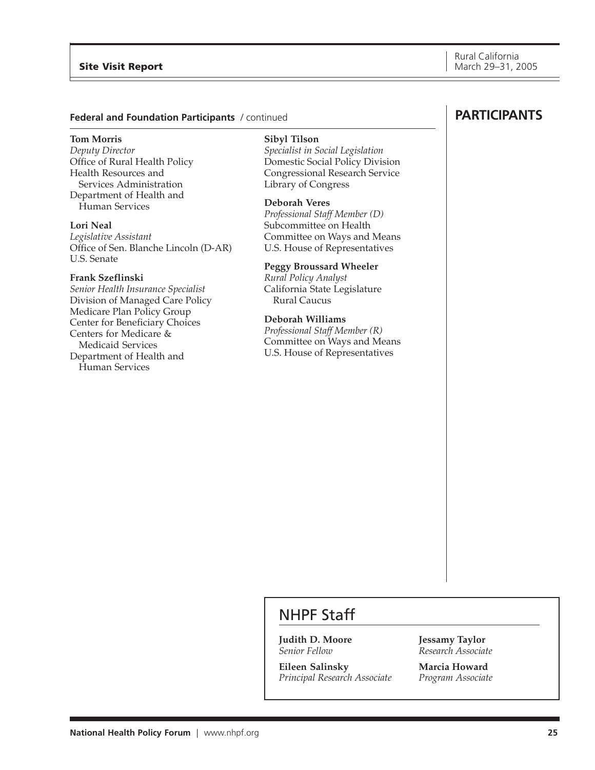# PARTICIPANTS

## Federal and Foundation Participants / continued

**Tom Morris**
*Deputy Director*
Office of Rural Health Policy
Health Resources and Services Administration
Department of Health and Human Services

**Lori Neal**
*Legislative Assistant*
Office of Sen. Blanche Lincoln (D-AR)
U.S. Senate

**Frank Szeflinski**
*Senior Health Insurance Specialist*
Division of Managed Care Policy
Medicare Plan Policy Group
Center for Beneficiary Choices
Centers for Medicare & Medicaid Services
Department of Health and Human Services

**Sibyl Tilson**
*Specialist in Social Legislation*
Domestic Social Policy Division
Congressional Research Service
Library of Congress

**Deborah Veres**
*Professional Staff Member (D)*
Subcommittee on Health
Committee on Ways and Means
U.S. House of Representatives

**Peggy Broussard Wheeler**
*Rural Policy Analyst*
California State Legislature Rural Caucus

**Deborah Williams**
*Professional Staff Member (R)*
Committee on Ways and Means
U.S. House of Representatives

## NHPF Staff

**Judith D. Moore**
*Senior Fellow*

**Eileen Salinsky**
*Principal Research Associate*

**Jessamy Taylor**
*Research Associate*

**Marcia Howard**
*Program Associate*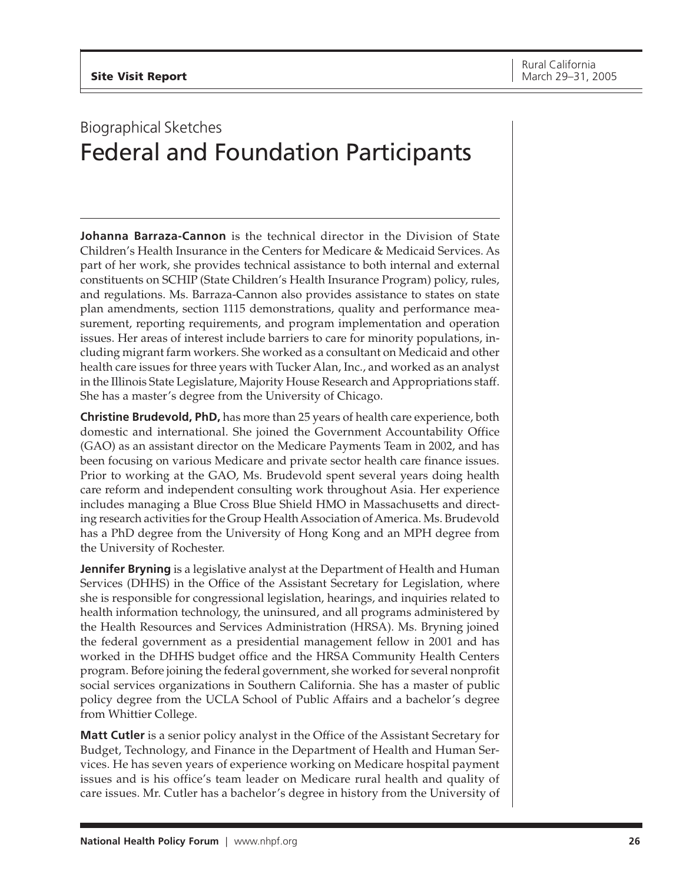## Biographical Sketches

# Federal and Foundation Participants

**Johanna Barraza-Cannon** is the technical director in the Division of State Children's Health Insurance in the Centers for Medicare & Medicaid Services. As part of her work, she provides technical assistance to both internal and external constituents on SCHIP (State Children's Health Insurance Program) policy, rules, and regulations. Ms. Barraza-Cannon also provides assistance to states on state plan amendments, section 1115 demonstrations, quality and performance measurement, reporting requirements, and program implementation and operation issues. Her areas of interest include barriers to care for minority populations, including migrant farm workers. She worked as a consultant on Medicaid and other health care issues for three years with Tucker Alan, Inc., and worked as an analyst in the Illinois State Legislature, Majority House Research and Appropriations staff. She has a master's degree from the University of Chicago.

**Christine Brudevold, PhD,** has more than 25 years of health care experience, both domestic and international. She joined the Government Accountability Office (GAO) as an assistant director on the Medicare Payments Team in 2002, and has been focusing on various Medicare and private sector health care finance issues. Prior to working at the GAO, Ms. Brudevold spent several years doing health care reform and independent consulting work throughout Asia. Her experience includes managing a Blue Cross Blue Shield HMO in Massachusetts and directing research activities for the Group Health Association of America. Ms. Brudevold has a PhD degree from the University of Hong Kong and an MPH degree from the University of Rochester.

**Jennifer Bryning** is a legislative analyst at the Department of Health and Human Services (DHHS) in the Office of the Assistant Secretary for Legislation, where she is responsible for congressional legislation, hearings, and inquiries related to health information technology, the uninsured, and all programs administered by the Health Resources and Services Administration (HRSA). Ms. Bryning joined the federal government as a presidential management fellow in 2001 and has worked in the DHHS budget office and the HRSA Community Health Centers program. Before joining the federal government, she worked for several nonprofit social services organizations in Southern California. She has a master of public policy degree from the UCLA School of Public Affairs and a bachelor's degree from Whittier College.

**Matt Cutler** is a senior policy analyst in the Office of the Assistant Secretary for Budget, Technology, and Finance in the Department of Health and Human Services. He has seven years of experience working on Medicare hospital payment issues and is his office's team leader on Medicare rural health and quality of care issues. Mr. Cutler has a bachelor's degree in history from the University of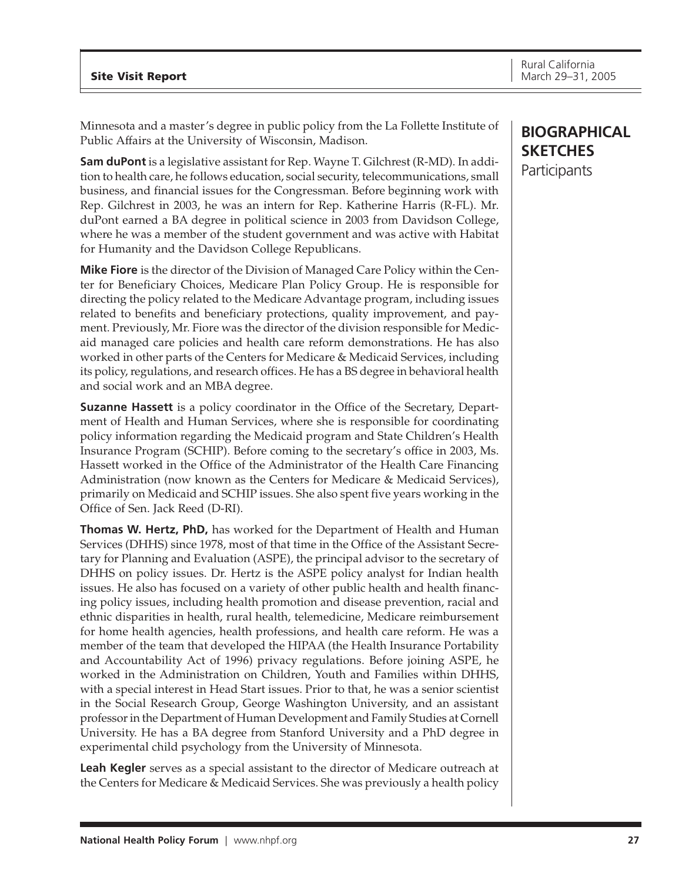Minnesota and a master's degree in public policy from the La Follette Institute of Public Affairs at the University of Wisconsin, Madison.

## BIOGRAPHICAL SKETCHES
Participants

**Sam duPont** is a legislative assistant for Rep. Wayne T. Gilchrest (R-MD). In addition to health care, he follows education, social security, telecommunications, small business, and financial issues for the Congressman. Before beginning work with Rep. Gilchrest in 2003, he was an intern for Rep. Katherine Harris (R-FL). Mr. duPont earned a BA degree in political science in 2003 from Davidson College, where he was a member of the student government and was active with Habitat for Humanity and the Davidson College Republicans.

**Mike Fiore** is the director of the Division of Managed Care Policy within the Center for Beneficiary Choices, Medicare Plan Policy Group. He is responsible for directing the policy related to the Medicare Advantage program, including issues related to benefits and beneficiary protections, quality improvement, and payment. Previously, Mr. Fiore was the director of the division responsible for Medicaid managed care policies and health care reform demonstrations. He has also worked in other parts of the Centers for Medicare & Medicaid Services, including its policy, regulations, and research offices. He has a BS degree in behavioral health and social work and an MBA degree.

**Suzanne Hassett** is a policy coordinator in the Office of the Secretary, Department of Health and Human Services, where she is responsible for coordinating policy information regarding the Medicaid program and State Children's Health Insurance Program (SCHIP). Before coming to the secretary's office in 2003, Ms. Hassett worked in the Office of the Administrator of the Health Care Financing Administration (now known as the Centers for Medicare & Medicaid Services), primarily on Medicaid and SCHIP issues. She also spent five years working in the Office of Sen. Jack Reed (D-RI).

**Thomas W. Hertz, PhD,** has worked for the Department of Health and Human Services (DHHS) since 1978, most of that time in the Office of the Assistant Secretary for Planning and Evaluation (ASPE), the principal advisor to the secretary of DHHS on policy issues. Dr. Hertz is the ASPE policy analyst for Indian health issues. He also has focused on a variety of other public health and health financing policy issues, including health promotion and disease prevention, racial and ethnic disparities in health, rural health, telemedicine, Medicare reimbursement for home health agencies, health professions, and health care reform. He was a member of the team that developed the HIPAA (the Health Insurance Portability and Accountability Act of 1996) privacy regulations. Before joining ASPE, he worked in the Administration on Children, Youth and Families within DHHS, with a special interest in Head Start issues. Prior to that, he was a senior scientist in the Social Research Group, George Washington University, and an assistant professor in the Department of Human Development and Family Studies at Cornell University. He has a BA degree from Stanford University and a PhD degree in experimental child psychology from the University of Minnesota.

**Leah Kegler** serves as a special assistant to the director of Medicare outreach at the Centers for Medicare & Medicaid Services. She was previously a health policy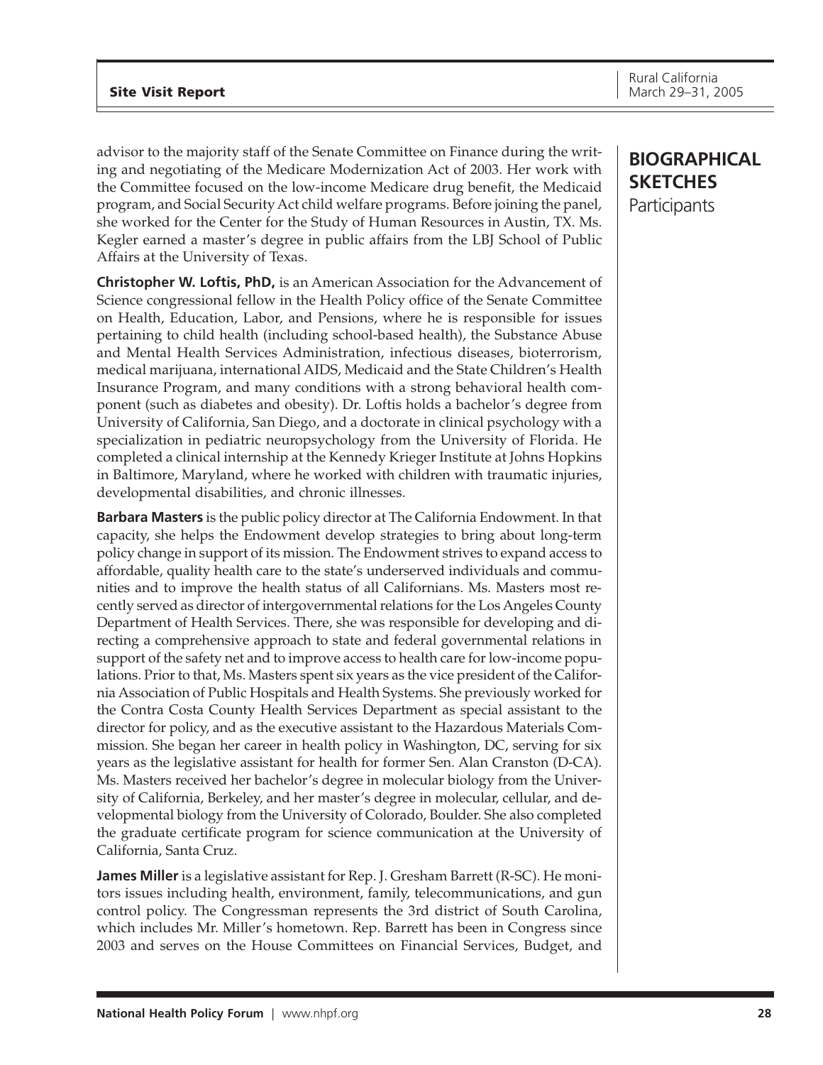## BIOGRAPHICAL SKETCHES

Participants

advisor to the majority staff of the Senate Committee on Finance during the writing and negotiating of the Medicare Modernization Act of 2003. Her work with the Committee focused on the low-income Medicare drug benefit, the Medicaid program, and Social Security Act child welfare programs. Before joining the panel, she worked for the Center for the Study of Human Resources in Austin, TX. Ms. Kegler earned a master's degree in public affairs from the LBJ School of Public Affairs at the University of Texas.

**Christopher W. Loftis, PhD,** is an American Association for the Advancement of Science congressional fellow in the Health Policy office of the Senate Committee on Health, Education, Labor, and Pensions, where he is responsible for issues pertaining to child health (including school-based health), the Substance Abuse and Mental Health Services Administration, infectious diseases, bioterrorism, medical marijuana, international AIDS, Medicaid and the State Children's Health Insurance Program, and many conditions with a strong behavioral health component (such as diabetes and obesity). Dr. Loftis holds a bachelor's degree from University of California, San Diego, and a doctorate in clinical psychology with a specialization in pediatric neuropsychology from the University of Florida. He completed a clinical internship at the Kennedy Krieger Institute at Johns Hopkins in Baltimore, Maryland, where he worked with children with traumatic injuries, developmental disabilities, and chronic illnesses.

**Barbara Masters** is the public policy director at The California Endowment. In that capacity, she helps the Endowment develop strategies to bring about long-term policy change in support of its mission. The Endowment strives to expand access to affordable, quality health care to the state's underserved individuals and communities and to improve the health status of all Californians. Ms. Masters most recently served as director of intergovernmental relations for the Los Angeles County Department of Health Services. There, she was responsible for developing and directing a comprehensive approach to state and federal governmental relations in support of the safety net and to improve access to health care for low-income populations. Prior to that, Ms. Masters spent six years as the vice president of the California Association of Public Hospitals and Health Systems. She previously worked for the Contra Costa County Health Services Department as special assistant to the director for policy, and as the executive assistant to the Hazardous Materials Commission. She began her career in health policy in Washington, DC, serving for six years as the legislative assistant for health for former Sen. Alan Cranston (D-CA). Ms. Masters received her bachelor's degree in molecular biology from the University of California, Berkeley, and her master's degree in molecular, cellular, and developmental biology from the University of Colorado, Boulder. She also completed the graduate certificate program for science communication at the University of California, Santa Cruz.

**James Miller** is a legislative assistant for Rep. J. Gresham Barrett (R-SC). He monitors issues including health, environment, family, telecommunications, and gun control policy. The Congressman represents the 3rd district of South Carolina, which includes Mr. Miller's hometown. Rep. Barrett has been in Congress since 2003 and serves on the House Committees on Financial Services, Budget, and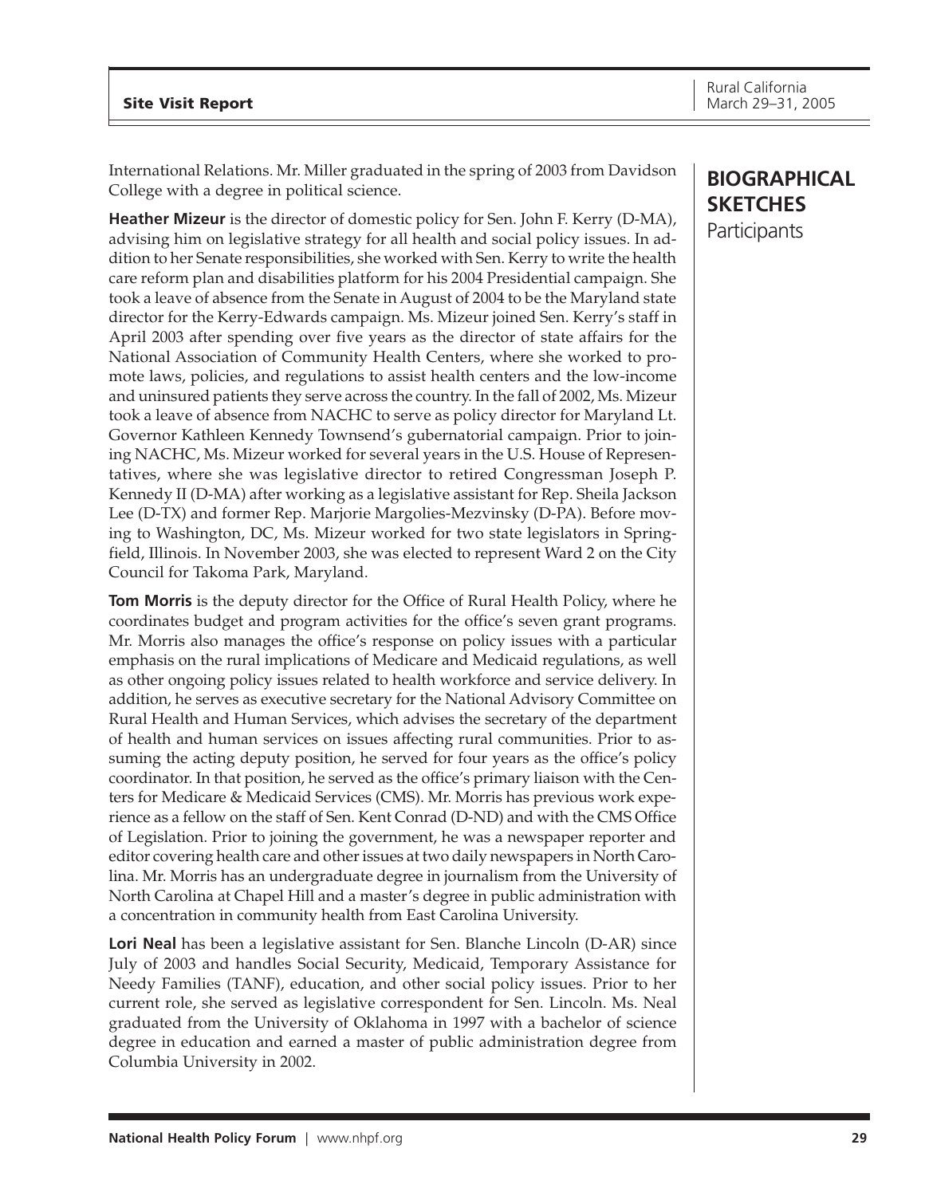International Relations. Mr. Miller graduated in the spring of 2003 from Davidson College with a degree in political science.

## BIOGRAPHICAL SKETCHES
Participants

**Heather Mizeur** is the director of domestic policy for Sen. John F. Kerry (D-MA), advising him on legislative strategy for all health and social policy issues. In addition to her Senate responsibilities, she worked with Sen. Kerry to write the health care reform plan and disabilities platform for his 2004 Presidential campaign. She took a leave of absence from the Senate in August of 2004 to be the Maryland state director for the Kerry-Edwards campaign. Ms. Mizeur joined Sen. Kerry's staff in April 2003 after spending over five years as the director of state affairs for the National Association of Community Health Centers, where she worked to promote laws, policies, and regulations to assist health centers and the low-income and uninsured patients they serve across the country. In the fall of 2002, Ms. Mizeur took a leave of absence from NACHC to serve as policy director for Maryland Lt. Governor Kathleen Kennedy Townsend's gubernatorial campaign. Prior to joining NACHC, Ms. Mizeur worked for several years in the U.S. House of Representatives, where she was legislative director to retired Congressman Joseph P. Kennedy II (D-MA) after working as a legislative assistant for Rep. Sheila Jackson Lee (D-TX) and former Rep. Marjorie Margolies-Mezvinsky (D-PA). Before moving to Washington, DC, Ms. Mizeur worked for two state legislators in Springfield, Illinois. In November 2003, she was elected to represent Ward 2 on the City Council for Takoma Park, Maryland.

**Tom Morris** is the deputy director for the Office of Rural Health Policy, where he coordinates budget and program activities for the office's seven grant programs. Mr. Morris also manages the office's response on policy issues with a particular emphasis on the rural implications of Medicare and Medicaid regulations, as well as other ongoing policy issues related to health workforce and service delivery. In addition, he serves as executive secretary for the National Advisory Committee on Rural Health and Human Services, which advises the secretary of the department of health and human services on issues affecting rural communities. Prior to assuming the acting deputy position, he served for four years as the office's policy coordinator. In that position, he served as the office's primary liaison with the Centers for Medicare & Medicaid Services (CMS). Mr. Morris has previous work experience as a fellow on the staff of Sen. Kent Conrad (D-ND) and with the CMS Office of Legislation. Prior to joining the government, he was a newspaper reporter and editor covering health care and other issues at two daily newspapers in North Carolina. Mr. Morris has an undergraduate degree in journalism from the University of North Carolina at Chapel Hill and a master's degree in public administration with a concentration in community health from East Carolina University.

**Lori Neal** has been a legislative assistant for Sen. Blanche Lincoln (D-AR) since July of 2003 and handles Social Security, Medicaid, Temporary Assistance for Needy Families (TANF), education, and other social policy issues. Prior to her current role, she served as legislative correspondent for Sen. Lincoln. Ms. Neal graduated from the University of Oklahoma in 1997 with a bachelor of science degree in education and earned a master of public administration degree from Columbia University in 2002.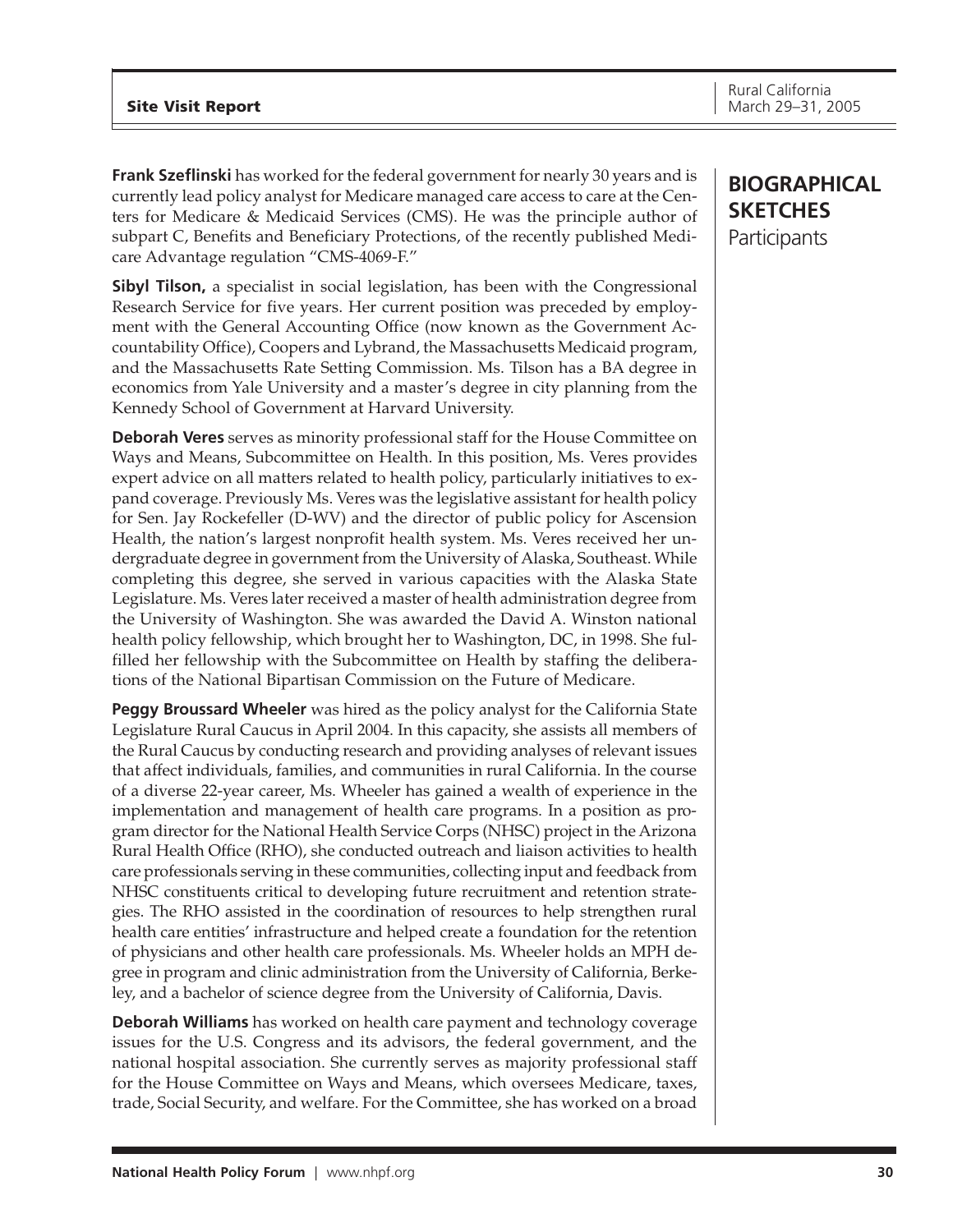## BIOGRAPHICAL SKETCHES

Participants

**Frank Szeflinski** has worked for the federal government for nearly 30 years and is currently lead policy analyst for Medicare managed care access to care at the Centers for Medicare & Medicaid Services (CMS). He was the principle author of subpart C, Benefits and Beneficiary Protections, of the recently published Medicare Advantage regulation "CMS-4069-F."

**Sibyl Tilson,** a specialist in social legislation, has been with the Congressional Research Service for five years. Her current position was preceded by employment with the General Accounting Office (now known as the Government Accountability Office), Coopers and Lybrand, the Massachusetts Medicaid program, and the Massachusetts Rate Setting Commission. Ms. Tilson has a BA degree in economics from Yale University and a master's degree in city planning from the Kennedy School of Government at Harvard University.

**Deborah Veres** serves as minority professional staff for the House Committee on Ways and Means, Subcommittee on Health. In this position, Ms. Veres provides expert advice on all matters related to health policy, particularly initiatives to expand coverage. Previously Ms. Veres was the legislative assistant for health policy for Sen. Jay Rockefeller (D-WV) and the director of public policy for Ascension Health, the nation's largest nonprofit health system. Ms. Veres received her undergraduate degree in government from the University of Alaska, Southeast. While completing this degree, she served in various capacities with the Alaska State Legislature. Ms. Veres later received a master of health administration degree from the University of Washington. She was awarded the David A. Winston national health policy fellowship, which brought her to Washington, DC, in 1998. She fulfilled her fellowship with the Subcommittee on Health by staffing the deliberations of the National Bipartisan Commission on the Future of Medicare.

**Peggy Broussard Wheeler** was hired as the policy analyst for the California State Legislature Rural Caucus in April 2004. In this capacity, she assists all members of the Rural Caucus by conducting research and providing analyses of relevant issues that affect individuals, families, and communities in rural California. In the course of a diverse 22-year career, Ms. Wheeler has gained a wealth of experience in the implementation and management of health care programs. In a position as program director for the National Health Service Corps (NHSC) project in the Arizona Rural Health Office (RHO), she conducted outreach and liaison activities to health care professionals serving in these communities, collecting input and feedback from NHSC constituents critical to developing future recruitment and retention strategies. The RHO assisted in the coordination of resources to help strengthen rural health care entities' infrastructure and helped create a foundation for the retention of physicians and other health care professionals. Ms. Wheeler holds an MPH degree in program and clinic administration from the University of California, Berkeley, and a bachelor of science degree from the University of California, Davis.

**Deborah Williams** has worked on health care payment and technology coverage issues for the U.S. Congress and its advisors, the federal government, and the national hospital association. She currently serves as majority professional staff for the House Committee on Ways and Means, which oversees Medicare, taxes, trade, Social Security, and welfare. For the Committee, she has worked on a broad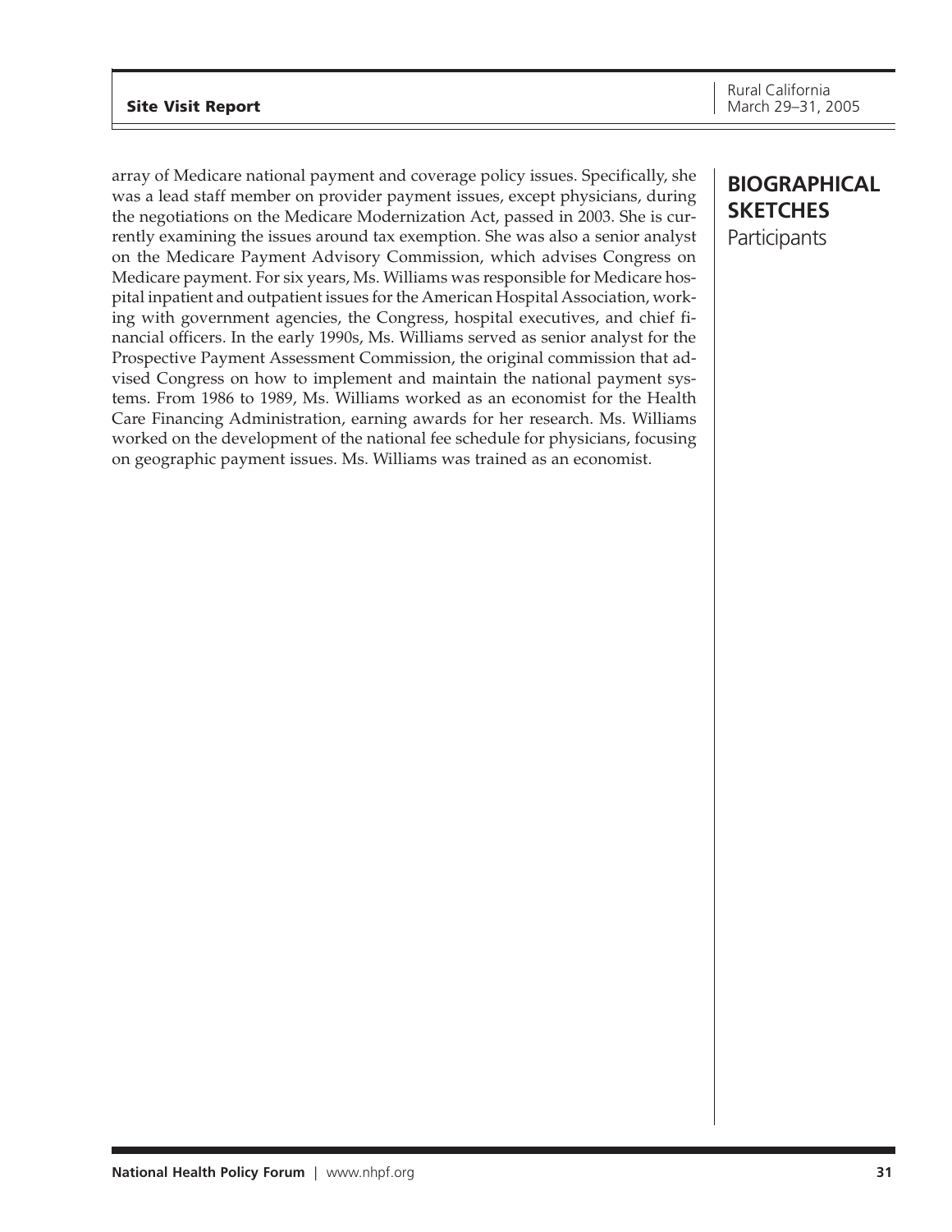array of Medicare national payment and coverage policy issues. Specifically, she was a lead staff member on provider payment issues, except physicians, during the negotiations on the Medicare Modernization Act, passed in 2003. She is currently examining the issues around tax exemption. She was also a senior analyst on the Medicare Payment Advisory Commission, which advises Congress on Medicare payment. For six years, Ms. Williams was responsible for Medicare hospital inpatient and outpatient issues for the American Hospital Association, working with government agencies, the Congress, hospital executives, and chief financial officers. In the early 1990s, Ms. Williams served as senior analyst for the Prospective Payment Assessment Commission, the original commission that advised Congress on how to implement and maintain the national payment systems. From 1986 to 1989, Ms. Williams worked as an economist for the Health Care Financing Administration, earning awards for her research. Ms. Williams worked on the development of the national fee schedule for physicians, focusing on geographic payment issues. Ms. Williams was trained as an economist.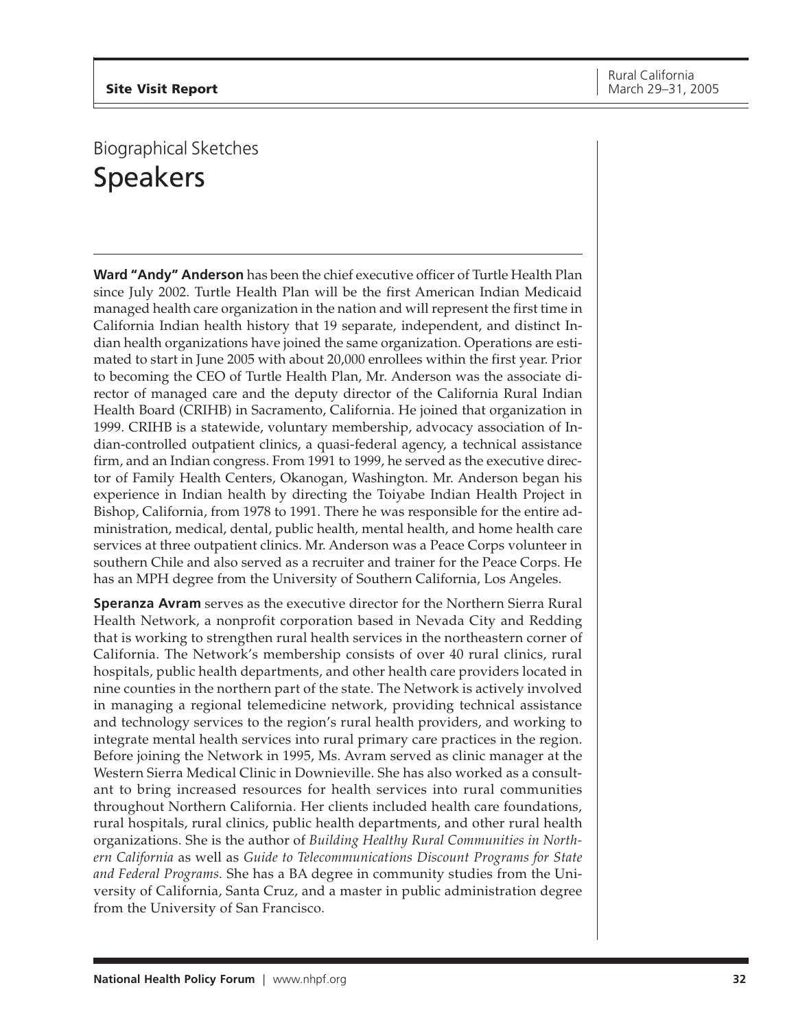## Biographical Sketches

# Speakers

**Ward "Andy" Anderson** has been the chief executive officer of Turtle Health Plan since July 2002. Turtle Health Plan will be the first American Indian Medicaid managed health care organization in the nation and will represent the first time in California Indian health history that 19 separate, independent, and distinct Indian health organizations have joined the same organization. Operations are estimated to start in June 2005 with about 20,000 enrollees within the first year. Prior to becoming the CEO of Turtle Health Plan, Mr. Anderson was the associate director of managed care and the deputy director of the California Rural Indian Health Board (CRIHB) in Sacramento, California. He joined that organization in 1999. CRIHB is a statewide, voluntary membership, advocacy association of Indian-controlled outpatient clinics, a quasi-federal agency, a technical assistance firm, and an Indian congress. From 1991 to 1999, he served as the executive director of Family Health Centers, Okanogan, Washington. Mr. Anderson began his experience in Indian health by directing the Toiyabe Indian Health Project in Bishop, California, from 1978 to 1991. There he was responsible for the entire administration, medical, dental, public health, mental health, and home health care services at three outpatient clinics. Mr. Anderson was a Peace Corps volunteer in southern Chile and also served as a recruiter and trainer for the Peace Corps. He has an MPH degree from the University of Southern California, Los Angeles.

**Speranza Avram** serves as the executive director for the Northern Sierra Rural Health Network, a nonprofit corporation based in Nevada City and Redding that is working to strengthen rural health services in the northeastern corner of California. The Network's membership consists of over 40 rural clinics, rural hospitals, public health departments, and other health care providers located in nine counties in the northern part of the state. The Network is actively involved in managing a regional telemedicine network, providing technical assistance and technology services to the region's rural health providers, and working to integrate mental health services into rural primary care practices in the region. Before joining the Network in 1995, Ms. Avram served as clinic manager at the Western Sierra Medical Clinic in Downieville. She has also worked as a consultant to bring increased resources for health services into rural communities throughout Northern California. Her clients included health care foundations, rural hospitals, rural clinics, public health departments, and other rural health organizations. She is the author of *Building Healthy Rural Communities in Northern California* as well as *Guide to Telecommunications Discount Programs for State and Federal Programs.* She has a BA degree in community studies from the University of California, Santa Cruz, and a master in public administration degree from the University of San Francisco.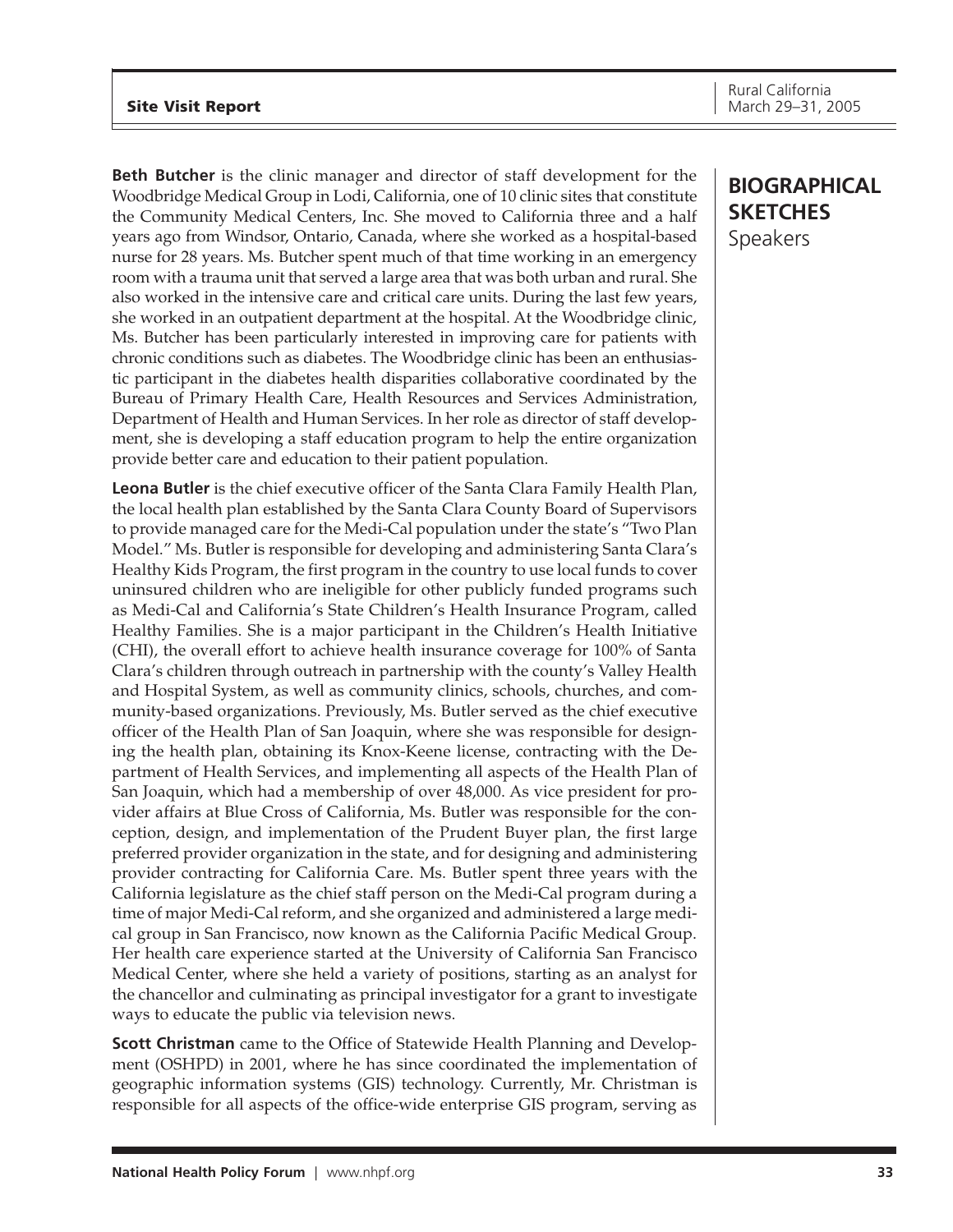## BIOGRAPHICAL SKETCHES

### Speakers

**Beth Butcher** is the clinic manager and director of staff development for the Woodbridge Medical Group in Lodi, California, one of 10 clinic sites that constitute the Community Medical Centers, Inc. She moved to California three and a half years ago from Windsor, Ontario, Canada, where she worked as a hospital-based nurse for 28 years. Ms. Butcher spent much of that time working in an emergency room with a trauma unit that served a large area that was both urban and rural. She also worked in the intensive care and critical care units. During the last few years, she worked in an outpatient department at the hospital. At the Woodbridge clinic, Ms. Butcher has been particularly interested in improving care for patients with chronic conditions such as diabetes. The Woodbridge clinic has been an enthusiastic participant in the diabetes health disparities collaborative coordinated by the Bureau of Primary Health Care, Health Resources and Services Administration, Department of Health and Human Services. In her role as director of staff development, she is developing a staff education program to help the entire organization provide better care and education to their patient population.

**Leona Butler** is the chief executive officer of the Santa Clara Family Health Plan, the local health plan established by the Santa Clara County Board of Supervisors to provide managed care for the Medi-Cal population under the state's "Two Plan Model." Ms. Butler is responsible for developing and administering Santa Clara's Healthy Kids Program, the first program in the country to use local funds to cover uninsured children who are ineligible for other publicly funded programs such as Medi-Cal and California's State Children's Health Insurance Program, called Healthy Families. She is a major participant in the Children's Health Initiative (CHI), the overall effort to achieve health insurance coverage for 100% of Santa Clara's children through outreach in partnership with the county's Valley Health and Hospital System, as well as community clinics, schools, churches, and community-based organizations. Previously, Ms. Butler served as the chief executive officer of the Health Plan of San Joaquin, where she was responsible for designing the health plan, obtaining its Knox-Keene license, contracting with the Department of Health Services, and implementing all aspects of the Health Plan of San Joaquin, which had a membership of over 48,000. As vice president for provider affairs at Blue Cross of California, Ms. Butler was responsible for the conception, design, and implementation of the Prudent Buyer plan, the first large preferred provider organization in the state, and for designing and administering provider contracting for California Care. Ms. Butler spent three years with the California legislature as the chief staff person on the Medi-Cal program during a time of major Medi-Cal reform, and she organized and administered a large medical group in San Francisco, now known as the California Pacific Medical Group. Her health care experience started at the University of California San Francisco Medical Center, where she held a variety of positions, starting as an analyst for the chancellor and culminating as principal investigator for a grant to investigate ways to educate the public via television news.

**Scott Christman** came to the Office of Statewide Health Planning and Development (OSHPD) in 2001, where he has since coordinated the implementation of geographic information systems (GIS) technology. Currently, Mr. Christman is responsible for all aspects of the office-wide enterprise GIS program, serving as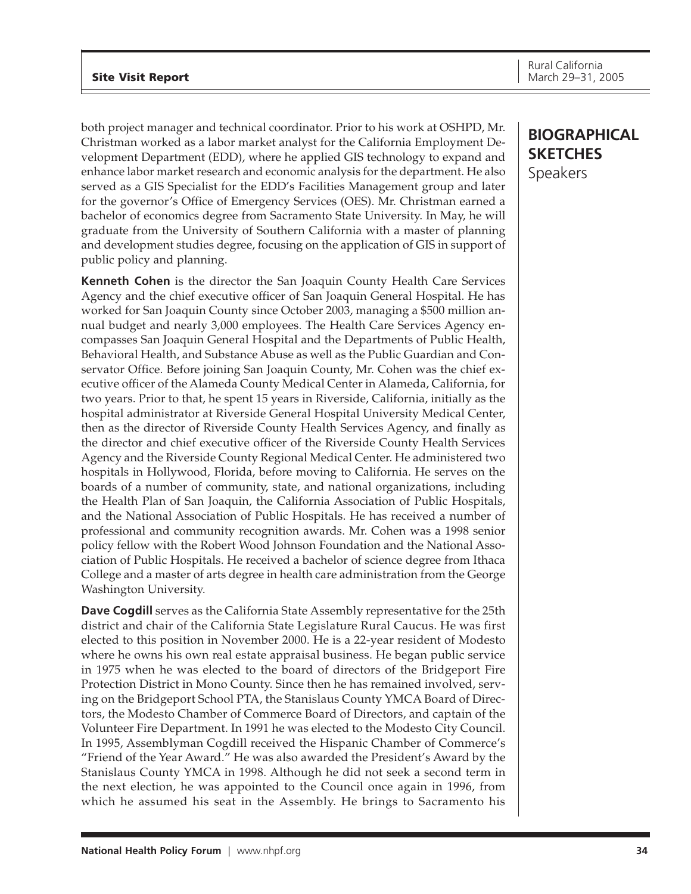both project manager and technical coordinator. Prior to his work at OSHPD, Mr. Christman worked as a labor market analyst for the California Employment Development Department (EDD), where he applied GIS technology to expand and enhance labor market research and economic analysis for the department. He also served as a GIS Specialist for the EDD's Facilities Management group and later for the governor's Office of Emergency Services (OES). Mr. Christman earned a bachelor of economics degree from Sacramento State University. In May, he will graduate from the University of Southern California with a master of planning and development studies degree, focusing on the application of GIS in support of public policy and planning.

## BIOGRAPHICAL SKETCHES
Speakers

**Kenneth Cohen** is the director the San Joaquin County Health Care Services Agency and the chief executive officer of San Joaquin General Hospital. He has worked for San Joaquin County since October 2003, managing a $500 million annual budget and nearly 3,000 employees. The Health Care Services Agency encompasses San Joaquin General Hospital and the Departments of Public Health, Behavioral Health, and Substance Abuse as well as the Public Guardian and Conservator Office. Before joining San Joaquin County, Mr. Cohen was the chief executive officer of the Alameda County Medical Center in Alameda, California, for two years. Prior to that, he spent 15 years in Riverside, California, initially as the hospital administrator at Riverside General Hospital University Medical Center, then as the director of Riverside County Health Services Agency, and finally as the director and chief executive officer of the Riverside County Health Services Agency and the Riverside County Regional Medical Center. He administered two hospitals in Hollywood, Florida, before moving to California. He serves on the boards of a number of community, state, and national organizations, including the Health Plan of San Joaquin, the California Association of Public Hospitals, and the National Association of Public Hospitals. He has received a number of professional and community recognition awards. Mr. Cohen was a 1998 senior policy fellow with the Robert Wood Johnson Foundation and the National Association of Public Hospitals. He received a bachelor of science degree from Ithaca College and a master of arts degree in health care administration from the George Washington University.

**Dave Cogdill** serves as the California State Assembly representative for the 25th district and chair of the California State Legislature Rural Caucus. He was first elected to this position in November 2000. He is a 22-year resident of Modesto where he owns his own real estate appraisal business. He began public service in 1975 when he was elected to the board of directors of the Bridgeport Fire Protection District in Mono County. Since then he has remained involved, serving on the Bridgeport School PTA, the Stanislaus County YMCA Board of Directors, the Modesto Chamber of Commerce Board of Directors, and captain of the Volunteer Fire Department. In 1991 he was elected to the Modesto City Council. In 1995, Assemblyman Cogdill received the Hispanic Chamber of Commerce's "Friend of the Year Award." He was also awarded the President's Award by the Stanislaus County YMCA in 1998. Although he did not seek a second term in the next election, he was appointed to the Council once again in 1996, from which he assumed his seat in the Assembly. He brings to Sacramento his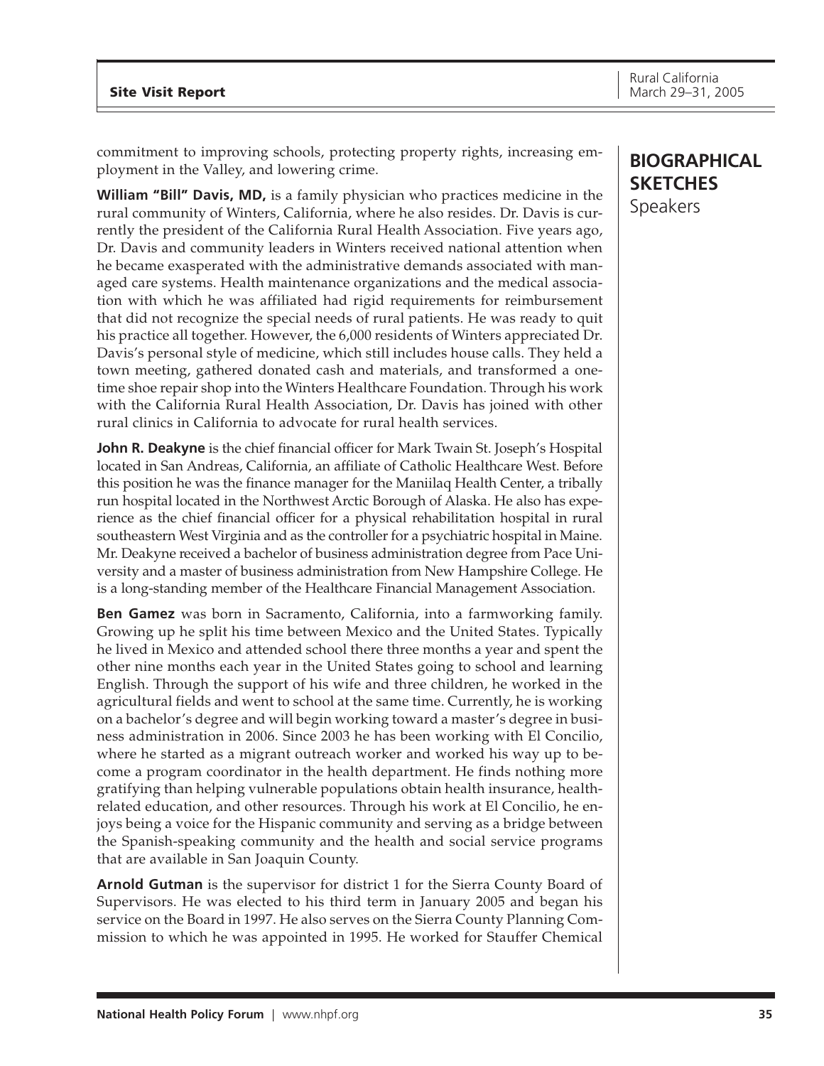commitment to improving schools, protecting property rights, increasing employment in the Valley, and lowering crime.

## BIOGRAPHICAL SKETCHES
Speakers

**William "Bill" Davis, MD,** is a family physician who practices medicine in the rural community of Winters, California, where he also resides. Dr. Davis is currently the president of the California Rural Health Association. Five years ago, Dr. Davis and community leaders in Winters received national attention when he became exasperated with the administrative demands associated with managed care systems. Health maintenance organizations and the medical association with which he was affiliated had rigid requirements for reimbursement that did not recognize the special needs of rural patients. He was ready to quit his practice all together. However, the 6,000 residents of Winters appreciated Dr. Davis's personal style of medicine, which still includes house calls. They held a town meeting, gathered donated cash and materials, and transformed a one-time shoe repair shop into the Winters Healthcare Foundation. Through his work with the California Rural Health Association, Dr. Davis has joined with other rural clinics in California to advocate for rural health services.

**John R. Deakyne** is the chief financial officer for Mark Twain St. Joseph's Hospital located in San Andreas, California, an affiliate of Catholic Healthcare West. Before this position he was the finance manager for the Maniilaq Health Center, a tribally run hospital located in the Northwest Arctic Borough of Alaska. He also has experience as the chief financial officer for a physical rehabilitation hospital in rural southeastern West Virginia and as the controller for a psychiatric hospital in Maine. Mr. Deakyne received a bachelor of business administration degree from Pace University and a master of business administration from New Hampshire College. He is a long-standing member of the Healthcare Financial Management Association.

**Ben Gamez** was born in Sacramento, California, into a farmworking family. Growing up he split his time between Mexico and the United States. Typically he lived in Mexico and attended school there three months a year and spent the other nine months each year in the United States going to school and learning English. Through the support of his wife and three children, he worked in the agricultural fields and went to school at the same time. Currently, he is working on a bachelor's degree and will begin working toward a master's degree in business administration in 2006. Since 2003 he has been working with El Concilio, where he started as a migrant outreach worker and worked his way up to become a program coordinator in the health department. He finds nothing more gratifying than helping vulnerable populations obtain health insurance, health-related education, and other resources. Through his work at El Concilio, he enjoys being a voice for the Hispanic community and serving as a bridge between the Spanish-speaking community and the health and social service programs that are available in San Joaquin County.

**Arnold Gutman** is the supervisor for district 1 for the Sierra County Board of Supervisors. He was elected to his third term in January 2005 and began his service on the Board in 1997. He also serves on the Sierra County Planning Commission to which he was appointed in 1995. He worked for Stauffer Chemical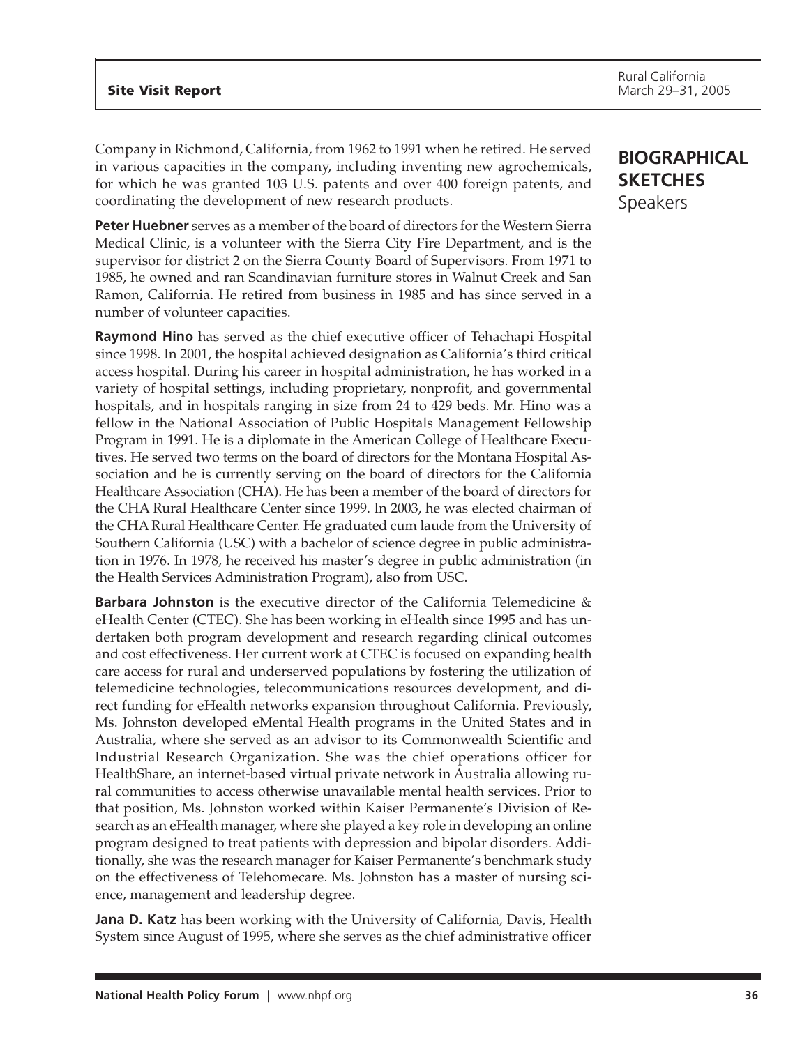Company in Richmond, California, from 1962 to 1991 when he retired. He served in various capacities in the company, including inventing new agrochemicals, for which he was granted 103 U.S. patents and over 400 foreign patents, and coordinating the development of new research products.

**Peter Huebner** serves as a member of the board of directors for the Western Sierra Medical Clinic, is a volunteer with the Sierra City Fire Department, and is the supervisor for district 2 on the Sierra County Board of Supervisors. From 1971 to 1985, he owned and ran Scandinavian furniture stores in Walnut Creek and San Ramon, California. He retired from business in 1985 and has since served in a number of volunteer capacities.

**Raymond Hino** has served as the chief executive officer of Tehachapi Hospital since 1998. In 2001, the hospital achieved designation as California's third critical access hospital. During his career in hospital administration, he has worked in a variety of hospital settings, including proprietary, nonprofit, and governmental hospitals, and in hospitals ranging in size from 24 to 429 beds. Mr. Hino was a fellow in the National Association of Public Hospitals Management Fellowship Program in 1991. He is a diplomate in the American College of Healthcare Executives. He served two terms on the board of directors for the Montana Hospital Association and he is currently serving on the board of directors for the California Healthcare Association (CHA). He has been a member of the board of directors for the CHA Rural Healthcare Center since 1999. In 2003, he was elected chairman of the CHA Rural Healthcare Center. He graduated cum laude from the University of Southern California (USC) with a bachelor of science degree in public administration in 1976. In 1978, he received his master's degree in public administration (in the Health Services Administration Program), also from USC.

**Barbara Johnston** is the executive director of the California Telemedicine & eHealth Center (CTEC). She has been working in eHealth since 1995 and has undertaken both program development and research regarding clinical outcomes and cost effectiveness. Her current work at CTEC is focused on expanding health care access for rural and underserved populations by fostering the utilization of telemedicine technologies, telecommunications resources development, and direct funding for eHealth networks expansion throughout California. Previously, Ms. Johnston developed eMental Health programs in the United States and in Australia, where she served as an advisor to its Commonwealth Scientific and Industrial Research Organization. She was the chief operations officer for HealthShare, an internet-based virtual private network in Australia allowing rural communities to access otherwise unavailable mental health services. Prior to that position, Ms. Johnston worked within Kaiser Permanente's Division of Research as an eHealth manager, where she played a key role in developing an online program designed to treat patients with depression and bipolar disorders. Additionally, she was the research manager for Kaiser Permanente's benchmark study on the effectiveness of Telehomecare. Ms. Johnston has a master of nursing science, management and leadership degree.

**Jana D. Katz** has been working with the University of California, Davis, Health System since August of 1995, where she serves as the chief administrative officer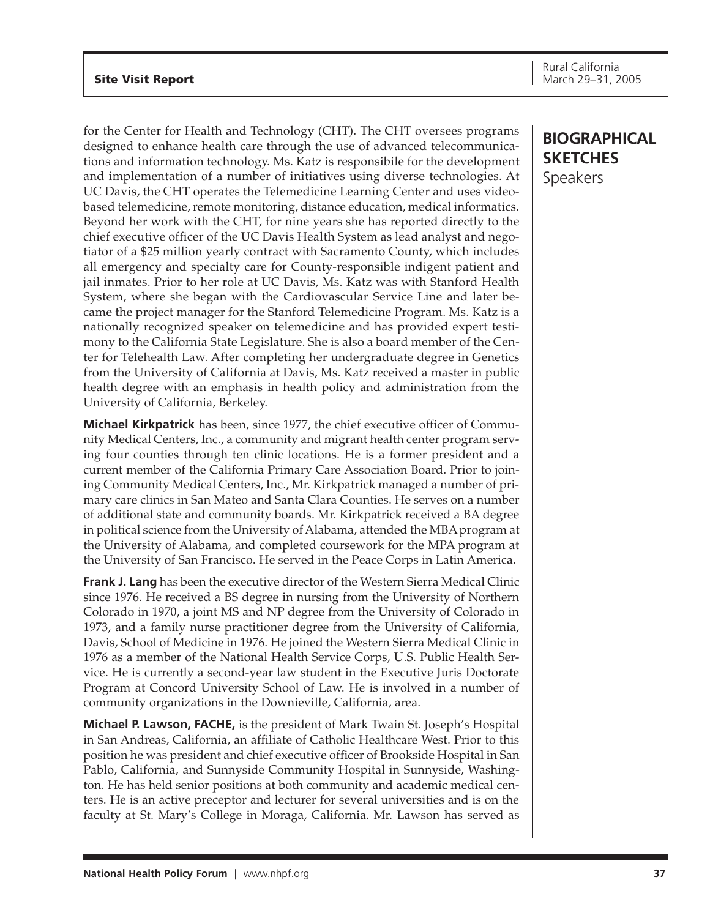## BIOGRAPHICAL SKETCHES

Speakers

for the Center for Health and Technology (CHT). The CHT oversees programs designed to enhance health care through the use of advanced telecommunications and information technology. Ms. Katz is responsibile for the development and implementation of a number of initiatives using diverse technologies. At UC Davis, the CHT operates the Telemedicine Learning Center and uses video-based telemedicine, remote monitoring, distance education, medical informatics. Beyond her work with the CHT, for nine years she has reported directly to the chief executive officer of the UC Davis Health System as lead analyst and negotiator of a $25 million yearly contract with Sacramento County, which includes all emergency and specialty care for County-responsible indigent patient and jail inmates. Prior to her role at UC Davis, Ms. Katz was with Stanford Health System, where she began with the Cardiovascular Service Line and later became the project manager for the Stanford Telemedicine Program. Ms. Katz is a nationally recognized speaker on telemedicine and has provided expert testimony to the California State Legislature. She is also a board member of the Center for Telehealth Law. After completing her undergraduate degree in Genetics from the University of California at Davis, Ms. Katz received a master in public health degree with an emphasis in health policy and administration from the University of California, Berkeley.

**Michael Kirkpatrick** has been, since 1977, the chief executive officer of Community Medical Centers, Inc., a community and migrant health center program serving four counties through ten clinic locations. He is a former president and a current member of the California Primary Care Association Board. Prior to joining Community Medical Centers, Inc., Mr. Kirkpatrick managed a number of primary care clinics in San Mateo and Santa Clara Counties. He serves on a number of additional state and community boards. Mr. Kirkpatrick received a BA degree in political science from the University of Alabama, attended the MBA program at the University of Alabama, and completed coursework for the MPA program at the University of San Francisco. He served in the Peace Corps in Latin America.

**Frank J. Lang** has been the executive director of the Western Sierra Medical Clinic since 1976. He received a BS degree in nursing from the University of Northern Colorado in 1970, a joint MS and NP degree from the University of Colorado in 1973, and a family nurse practitioner degree from the University of California, Davis, School of Medicine in 1976. He joined the Western Sierra Medical Clinic in 1976 as a member of the National Health Service Corps, U.S. Public Health Service. He is currently a second-year law student in the Executive Juris Doctorate Program at Concord University School of Law. He is involved in a number of community organizations in the Downieville, California, area.

**Michael P. Lawson, FACHE,** is the president of Mark Twain St. Joseph's Hospital in San Andreas, California, an affiliate of Catholic Healthcare West. Prior to this position he was president and chief executive officer of Brookside Hospital in San Pablo, California, and Sunnyside Community Hospital in Sunnyside, Washington. He has held senior positions at both community and academic medical centers. He is an active preceptor and lecturer for several universities and is on the faculty at St. Mary's College in Moraga, California. Mr. Lawson has served as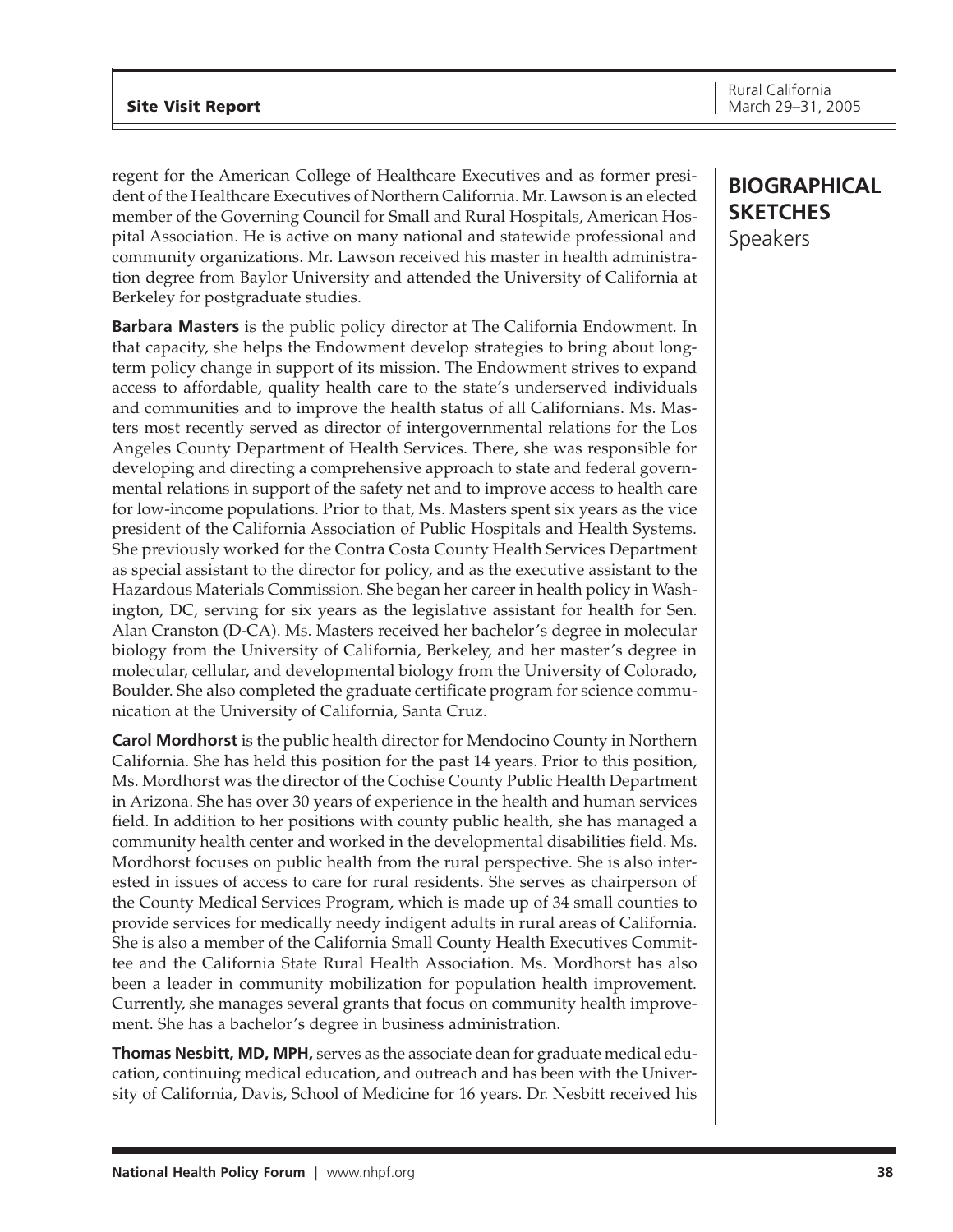## BIOGRAPHICAL SKETCHES

Speakers

regent for the American College of Healthcare Executives and as former president of the Healthcare Executives of Northern California. Mr. Lawson is an elected member of the Governing Council for Small and Rural Hospitals, American Hospital Association. He is active on many national and statewide professional and community organizations. Mr. Lawson received his master in health administration degree from Baylor University and attended the University of California at Berkeley for postgraduate studies.

**Barbara Masters** is the public policy director at The California Endowment. In that capacity, she helps the Endowment develop strategies to bring about long-term policy change in support of its mission. The Endowment strives to expand access to affordable, quality health care to the state's underserved individuals and communities and to improve the health status of all Californians. Ms. Masters most recently served as director of intergovernmental relations for the Los Angeles County Department of Health Services. There, she was responsible for developing and directing a comprehensive approach to state and federal governmental relations in support of the safety net and to improve access to health care for low-income populations. Prior to that, Ms. Masters spent six years as the vice president of the California Association of Public Hospitals and Health Systems. She previously worked for the Contra Costa County Health Services Department as special assistant to the director for policy, and as the executive assistant to the Hazardous Materials Commission. She began her career in health policy in Washington, DC, serving for six years as the legislative assistant for health for Sen. Alan Cranston (D-CA). Ms. Masters received her bachelor's degree in molecular biology from the University of California, Berkeley, and her master's degree in molecular, cellular, and developmental biology from the University of Colorado, Boulder. She also completed the graduate certificate program for science communication at the University of California, Santa Cruz.

**Carol Mordhorst** is the public health director for Mendocino County in Northern California. She has held this position for the past 14 years. Prior to this position, Ms. Mordhorst was the director of the Cochise County Public Health Department in Arizona. She has over 30 years of experience in the health and human services field. In addition to her positions with county public health, she has managed a community health center and worked in the developmental disabilities field. Ms. Mordhorst focuses on public health from the rural perspective. She is also interested in issues of access to care for rural residents. She serves as chairperson of the County Medical Services Program, which is made up of 34 small counties to provide services for medically needy indigent adults in rural areas of California. She is also a member of the California Small County Health Executives Committee and the California State Rural Health Association. Ms. Mordhorst has also been a leader in community mobilization for population health improvement. Currently, she manages several grants that focus on community health improvement. She has a bachelor's degree in business administration.

**Thomas Nesbitt, MD, MPH,** serves as the associate dean for graduate medical education, continuing medical education, and outreach and has been with the University of California, Davis, School of Medicine for 16 years. Dr. Nesbitt received his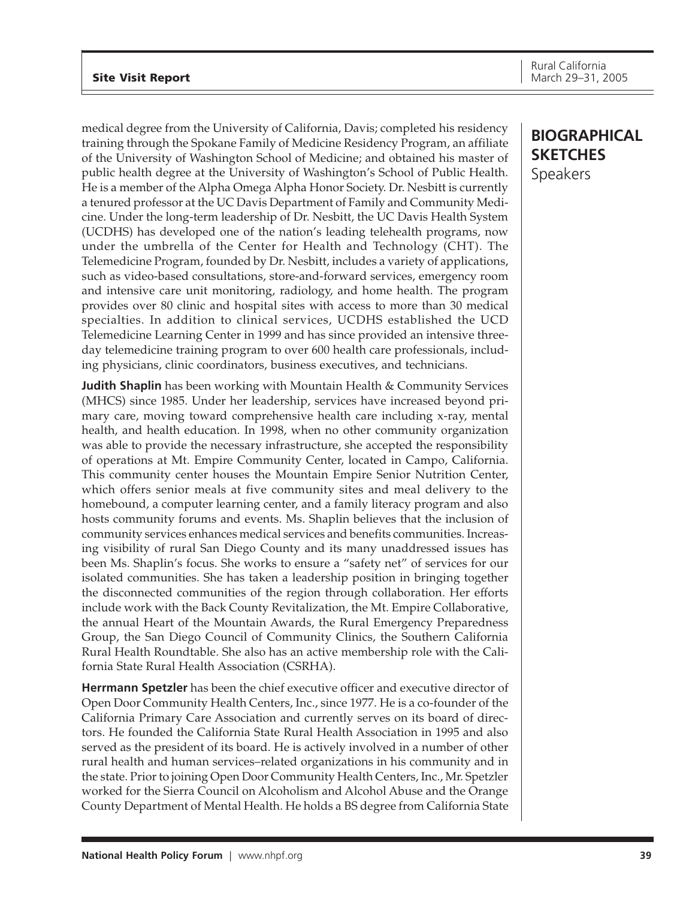## BIOGRAPHICAL SKETCHES

Speakers

medical degree from the University of California, Davis; completed his residency training through the Spokane Family of Medicine Residency Program, an affiliate of the University of Washington School of Medicine; and obtained his master of public health degree at the University of Washington's School of Public Health. He is a member of the Alpha Omega Alpha Honor Society. Dr. Nesbitt is currently a tenured professor at the UC Davis Department of Family and Community Medicine. Under the long-term leadership of Dr. Nesbitt, the UC Davis Health System (UCDHS) has developed one of the nation's leading telehealth programs, now under the umbrella of the Center for Health and Technology (CHT). The Telemedicine Program, founded by Dr. Nesbitt, includes a variety of applications, such as video-based consultations, store-and-forward services, emergency room and intensive care unit monitoring, radiology, and home health. The program provides over 80 clinic and hospital sites with access to more than 30 medical specialties. In addition to clinical services, UCDHS established the UCD Telemedicine Learning Center in 1999 and has since provided an intensive three-day telemedicine training program to over 600 health care professionals, including physicians, clinic coordinators, business executives, and technicians.

**Judith Shaplin** has been working with Mountain Health & Community Services (MHCS) since 1985. Under her leadership, services have increased beyond primary care, moving toward comprehensive health care including x-ray, mental health, and health education. In 1998, when no other community organization was able to provide the necessary infrastructure, she accepted the responsibility of operations at Mt. Empire Community Center, located in Campo, California. This community center houses the Mountain Empire Senior Nutrition Center, which offers senior meals at five community sites and meal delivery to the homebound, a computer learning center, and a family literacy program and also hosts community forums and events. Ms. Shaplin believes that the inclusion of community services enhances medical services and benefits communities. Increasing visibility of rural San Diego County and its many unaddressed issues has been Ms. Shaplin's focus. She works to ensure a "safety net" of services for our isolated communities. She has taken a leadership position in bringing together the disconnected communities of the region through collaboration. Her efforts include work with the Back County Revitalization, the Mt. Empire Collaborative, the annual Heart of the Mountain Awards, the Rural Emergency Preparedness Group, the San Diego Council of Community Clinics, the Southern California Rural Health Roundtable. She also has an active membership role with the California State Rural Health Association (CSRHA).

**Herrmann Spetzler** has been the chief executive officer and executive director of Open Door Community Health Centers, Inc., since 1977. He is a co-founder of the California Primary Care Association and currently serves on its board of directors. He founded the California State Rural Health Association in 1995 and also served as the president of its board. He is actively involved in a number of other rural health and human services–related organizations in his community and in the state. Prior to joining Open Door Community Health Centers, Inc., Mr. Spetzler worked for the Sierra Council on Alcoholism and Alcohol Abuse and the Orange County Department of Mental Health. He holds a BS degree from California State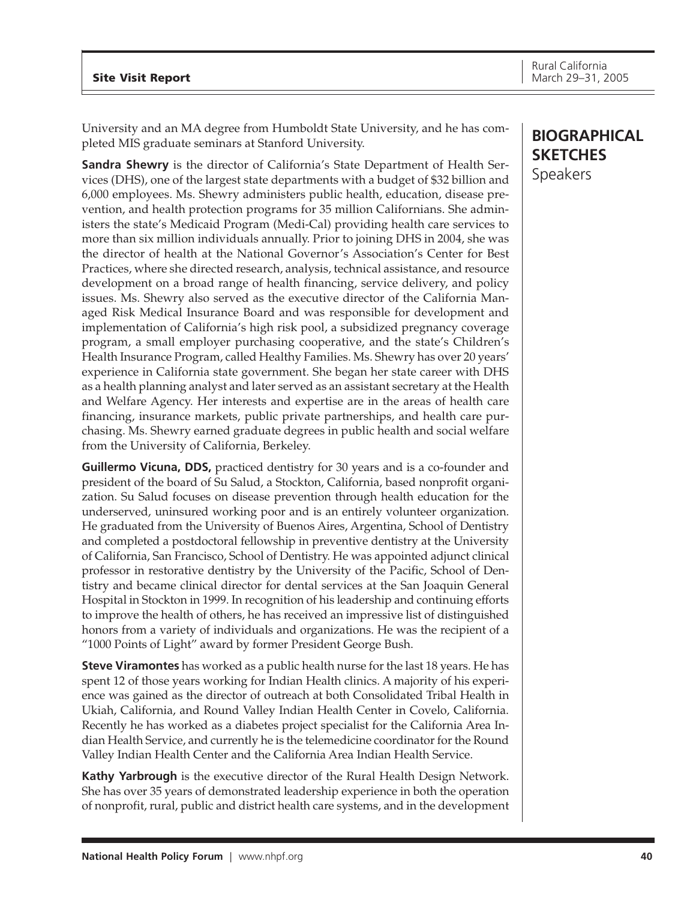## BIOGRAPHICAL SKETCHES

Speakers

University and an MA degree from Humboldt State University, and he has completed MIS graduate seminars at Stanford University.

**Sandra Shewry** is the director of California's State Department of Health Services (DHS), one of the largest state departments with a budget of $32 billion and 6,000 employees. Ms. Shewry administers public health, education, disease prevention, and health protection programs for 35 million Californians. She administers the state's Medicaid Program (Medi-Cal) providing health care services to more than six million individuals annually. Prior to joining DHS in 2004, she was the director of health at the National Governor's Association's Center for Best Practices, where she directed research, analysis, technical assistance, and resource development on a broad range of health financing, service delivery, and policy issues. Ms. Shewry also served as the executive director of the California Managed Risk Medical Insurance Board and was responsible for development and implementation of California's high risk pool, a subsidized pregnancy coverage program, a small employer purchasing cooperative, and the state's Children's Health Insurance Program, called Healthy Families. Ms. Shewry has over 20 years' experience in California state government. She began her state career with DHS as a health planning analyst and later served as an assistant secretary at the Health and Welfare Agency. Her interests and expertise are in the areas of health care financing, insurance markets, public private partnerships, and health care purchasing. Ms. Shewry earned graduate degrees in public health and social welfare from the University of California, Berkeley.

**Guillermo Vicuna, DDS,** practiced dentistry for 30 years and is a co-founder and president of the board of Su Salud, a Stockton, California, based nonprofit organization. Su Salud focuses on disease prevention through health education for the underserved, uninsured working poor and is an entirely volunteer organization. He graduated from the University of Buenos Aires, Argentina, School of Dentistry and completed a postdoctoral fellowship in preventive dentistry at the University of California, San Francisco, School of Dentistry. He was appointed adjunct clinical professor in restorative dentistry by the University of the Pacific, School of Dentistry and became clinical director for dental services at the San Joaquin General Hospital in Stockton in 1999. In recognition of his leadership and continuing efforts to improve the health of others, he has received an impressive list of distinguished honors from a variety of individuals and organizations. He was the recipient of a "1000 Points of Light" award by former President George Bush.

**Steve Viramontes** has worked as a public health nurse for the last 18 years. He has spent 12 of those years working for Indian Health clinics. A majority of his experience was gained as the director of outreach at both Consolidated Tribal Health in Ukiah, California, and Round Valley Indian Health Center in Covelo, California. Recently he has worked as a diabetes project specialist for the California Area Indian Health Service, and currently he is the telemedicine coordinator for the Round Valley Indian Health Center and the California Area Indian Health Service.

**Kathy Yarbrough** is the executive director of the Rural Health Design Network. She has over 35 years of demonstrated leadership experience in both the operation of nonprofit, rural, public and district health care systems, and in the development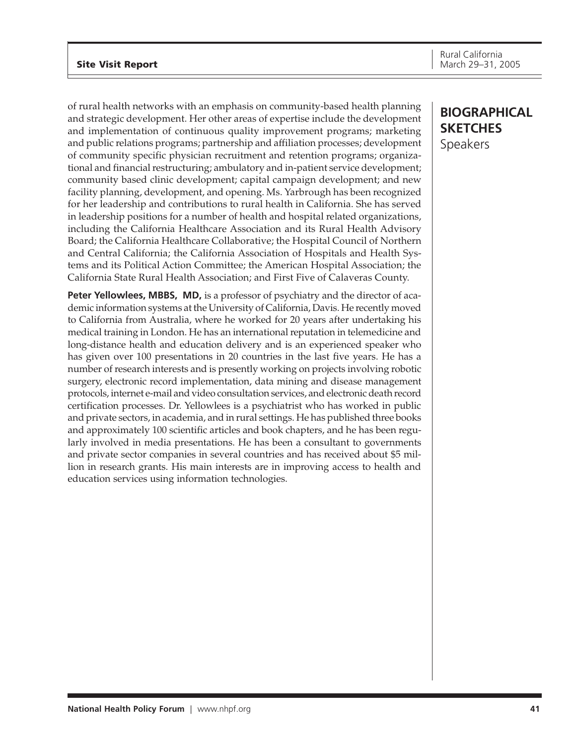## BIOGRAPHICAL SKETCHES

Speakers

of rural health networks with an emphasis on community-based health planning and strategic development. Her other areas of expertise include the development and implementation of continuous quality improvement programs; marketing and public relations programs; partnership and affiliation processes; development of community specific physician recruitment and retention programs; organizational and financial restructuring; ambulatory and in-patient service development; community based clinic development; capital campaign development; and new facility planning, development, and opening. Ms. Yarbrough has been recognized for her leadership and contributions to rural health in California. She has served in leadership positions for a number of health and hospital related organizations, including the California Healthcare Association and its Rural Health Advisory Board; the California Healthcare Collaborative; the Hospital Council of Northern and Central California; the California Association of Hospitals and Health Systems and its Political Action Committee; the American Hospital Association; the California State Rural Health Association; and First Five of Calaveras County.

**Peter Yellowlees, MBBS, MD,** is a professor of psychiatry and the director of academic information systems at the University of California, Davis. He recently moved to California from Australia, where he worked for 20 years after undertaking his medical training in London. He has an international reputation in telemedicine and long-distance health and education delivery and is an experienced speaker who has given over 100 presentations in 20 countries in the last five years. He has a number of research interests and is presently working on projects involving robotic surgery, electronic record implementation, data mining and disease management protocols, internet e-mail and video consultation services, and electronic death record certification processes. Dr. Yellowlees is a psychiatrist who has worked in public and private sectors, in academia, and in rural settings. He has published three books and approximately 100 scientific articles and book chapters, and he has been regularly involved in media presentations. He has been a consultant to governments and private sector companies in several countries and has received about $5 million in research grants. His main interests are in improving access to health and education services using information technologies.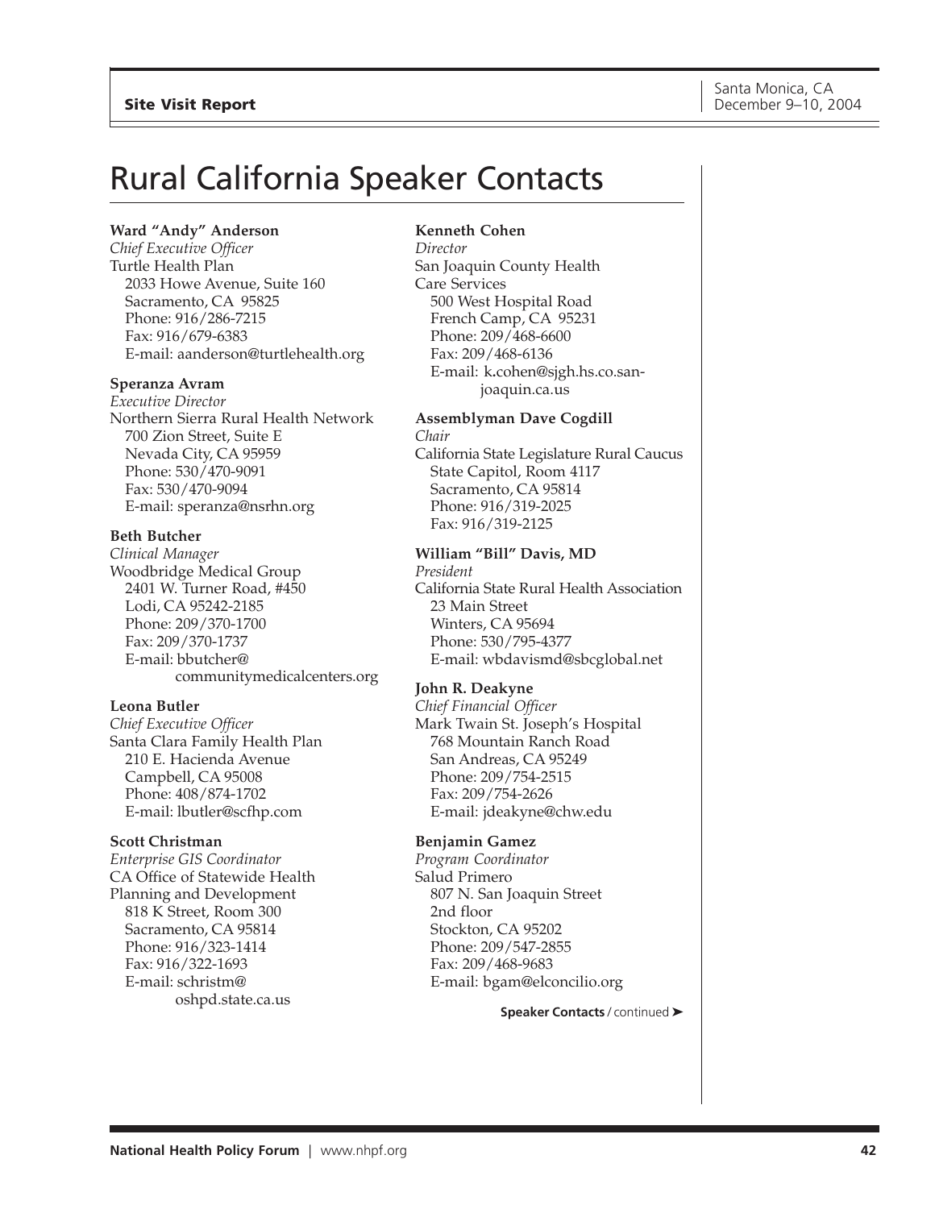# Rural California Speaker Contacts

**Ward "Andy" Anderson**
*Chief Executive Officer*
Turtle Health Plan
2033 Howe Avenue, Suite 160
Sacramento, CA 95825
Phone: 916/286-7215
Fax: 916/679-6383
E-mail: aanderson@turtlehealth.org

**Speranza Avram**
*Executive Director*
Northern Sierra Rural Health Network
700 Zion Street, Suite E
Nevada City, CA 95959
Phone: 530/470-9091
Fax: 530/470-9094
E-mail: speranza@nsrhn.org

**Beth Butcher**
*Clinical Manager*
Woodbridge Medical Group
2401 W. Turner Road, #450
Lodi, CA 95242-2185
Phone: 209/370-1700
Fax: 209/370-1737
E-mail: bbutcher@communitymedicalcenters.org

**Leona Butler**
*Chief Executive Officer*
Santa Clara Family Health Plan
210 E. Hacienda Avenue
Campbell, CA 95008
Phone: 408/874-1702
E-mail: lbutler@scfhp.com

**Scott Christman**
*Enterprise GIS Coordinator*
CA Office of Statewide Health Planning and Development
818 K Street, Room 300
Sacramento, CA 95814
Phone: 916/323-1414
Fax: 916/322-1693
E-mail: schristm@oshpd.state.ca.us

**Kenneth Cohen**
*Director*
San Joaquin County Health Care Services
500 West Hospital Road
French Camp, CA 95231
Phone: 209/468-6600
Fax: 209/468-6136
E-mail: k.cohen@sjgh.hs.co.san-joaquin.ca.us

**Assemblyman Dave Cogdill**
*Chair*
California State Legislature Rural Caucus
State Capitol, Room 4117
Sacramento, CA 95814
Phone: 916/319-2025
Fax: 916/319-2125

**William "Bill" Davis, MD**
*President*
California State Rural Health Association
23 Main Street
Winters, CA 95694
Phone: 530/795-4377
E-mail: wbdavismd@sbcglobal.net

**John R. Deakyne**
*Chief Financial Officer*
Mark Twain St. Joseph's Hospital
768 Mountain Ranch Road
San Andreas, CA 95249
Phone: 209/754-2515
Fax: 209/754-2626
E-mail: jdeakyne@chw.edu

**Benjamin Gamez**
*Program Coordinator*
Salud Primero
807 N. San Joaquin Street
2nd floor
Stockton, CA 95202
Phone: 209/547-2855
Fax: 209/468-9683
E-mail: bgam@elconcilio.org

**Speaker Contacts** / continued ➤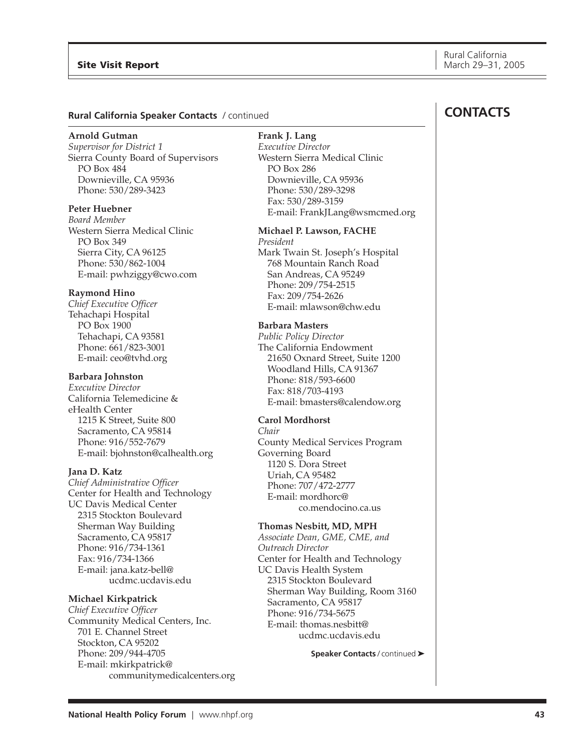## CONTACTS

### Rural California Speaker Contacts / continued

**Arnold Gutman**
*Supervisor for District 1*
Sierra County Board of Supervisors
PO Box 484
Downieville, CA 95936
Phone: 530/289-3423

**Peter Huebner**
*Board Member*
Western Sierra Medical Clinic
PO Box 349
Sierra City, CA 96125
Phone: 530/862-1004
E-mail: pwhziggy@cwo.com

**Raymond Hino**
*Chief Executive Officer*
Tehachapi Hospital
PO Box 1900
Tehachapi, CA 93581
Phone: 661/823-3001
E-mail: ceo@tvhd.org

**Barbara Johnston**
*Executive Director*
California Telemedicine & eHealth Center
1215 K Street, Suite 800
Sacramento, CA 95814
Phone: 916/552-7679
E-mail: bjohnston@calhealth.org

**Jana D. Katz**
*Chief Administrative Officer*
Center for Health and Technology
UC Davis Medical Center
2315 Stockton Boulevard
Sherman Way Building
Sacramento, CA 95817
Phone: 916/734-1361
Fax: 916/734-1366
E-mail: jana.katz-bell@ucdmc.ucdavis.edu

**Michael Kirkpatrick**
*Chief Executive Officer*
Community Medical Centers, Inc.
701 E. Channel Street
Stockton, CA 95202
Phone: 209/944-4705
E-mail: mkirkpatrick@communitymedicalcenters.org

**Frank J. Lang**
*Executive Director*
Western Sierra Medical Clinic
PO Box 286
Downieville, CA 95936
Phone: 530/289-3298
Fax: 530/289-3159
E-mail: FrankJLang@wsmcmed.org

**Michael P. Lawson, FACHE**
*President*
Mark Twain St. Joseph's Hospital
768 Mountain Ranch Road
San Andreas, CA 95249
Phone: 209/754-2515
Fax: 209/754-2626
E-mail: mlawson@chw.edu

**Barbara Masters**
*Public Policy Director*
The California Endowment
21650 Oxnard Street, Suite 1200
Woodland Hills, CA 91367
Phone: 818/593-6600
Fax: 818/703-4193
E-mail: bmasters@calendow.org

**Carol Mordhorst**
*Chair*
County Medical Services Program Governing Board
1120 S. Dora Street
Uriah, CA 95482
Phone: 707/472-2777
E-mail: mordhorc@co.mendocino.ca.us

**Thomas Nesbitt, MD, MPH**
*Associate Dean, GME, CME, and Outreach Director*
Center for Health and Technology
UC Davis Health System
2315 Stockton Boulevard
Sherman Way Building, Room 3160
Sacramento, CA 95817
Phone: 916/734-5675
E-mail: thomas.nesbitt@ucdmc.ucdavis.edu

**Speaker Contacts** / continued ➤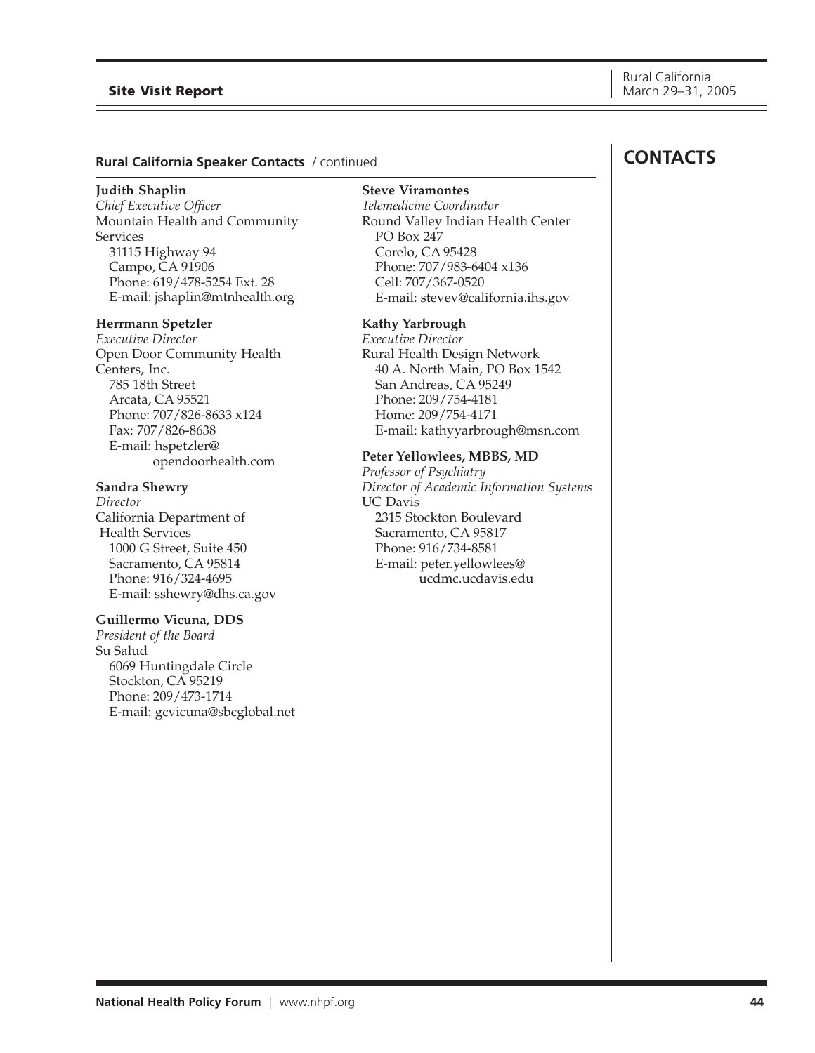## CONTACTS

**Rural California Speaker Contacts** / continued

**Judith Shaplin**
*Chief Executive Officer*
Mountain Health and Community Services
31115 Highway 94
Campo, CA 91906
Phone: 619/478-5254 Ext. 28
E-mail: jshaplin@mtnhealth.org

**Herrmann Spetzler**
*Executive Director*
Open Door Community Health Centers, Inc.
785 18th Street
Arcata, CA 95521
Phone: 707/826-8633 x124
Fax: 707/826-8638
E-mail: hspetzler@opendoorhealth.com

**Sandra Shewry**
*Director*
California Department of Health Services
1000 G Street, Suite 450
Sacramento, CA 95814
Phone: 916/324-4695
E-mail: sshewry@dhs.ca.gov

**Guillermo Vicuna, DDS**
*President of the Board*
Su Salud
6069 Huntingdale Circle
Stockton, CA 95219
Phone: 209/473-1714
E-mail: gcvicuna@sbcglobal.net

**Steve Viramontes**
*Telemedicine Coordinator*
Round Valley Indian Health Center
PO Box 247
Corelo, CA 95428
Phone: 707/983-6404 x136
Cell: 707/367-0520
E-mail: stevev@california.ihs.gov

**Kathy Yarbrough**
*Executive Director*
Rural Health Design Network
40 A. North Main, PO Box 1542
San Andreas, CA 95249
Phone: 209/754-4181
Home: 209/754-4171
E-mail: kathyyarbrough@msn.com

**Peter Yellowlees, MBBS, MD**
*Professor of Psychiatry*
*Director of Academic Information Systems*
UC Davis
2315 Stockton Boulevard
Sacramento, CA 95817
Phone: 916/734-8581
E-mail: peter.yellowlees@ucdmc.ucdavis.edu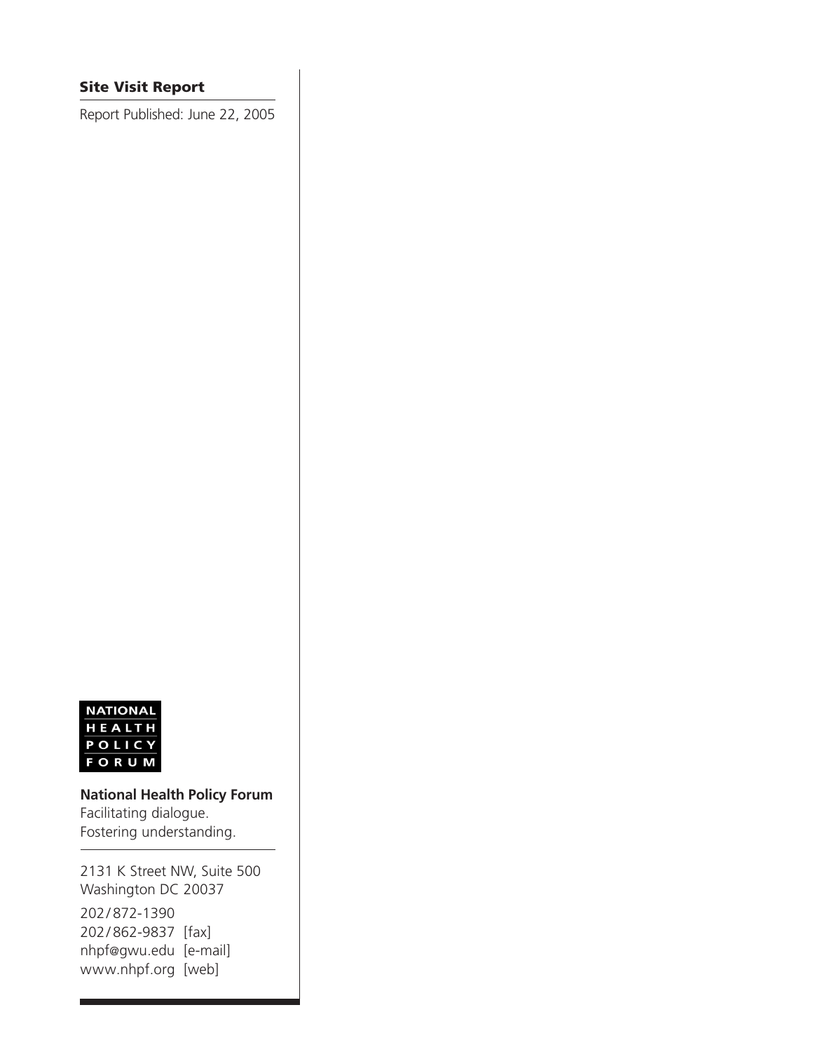**Site Visit Report**

Report Published: June 22, 2005

NATIONAL
HEALTH
POLICY
FORUM

**National Health Policy Forum**
Facilitating dialogue.
Fostering understanding.

2131 K Street NW, Suite 500
Washington DC 20037

202/872-1390
202/862-9837 [fax]
nhpf@gwu.edu [e-mail]
www.nhpf.org [web]